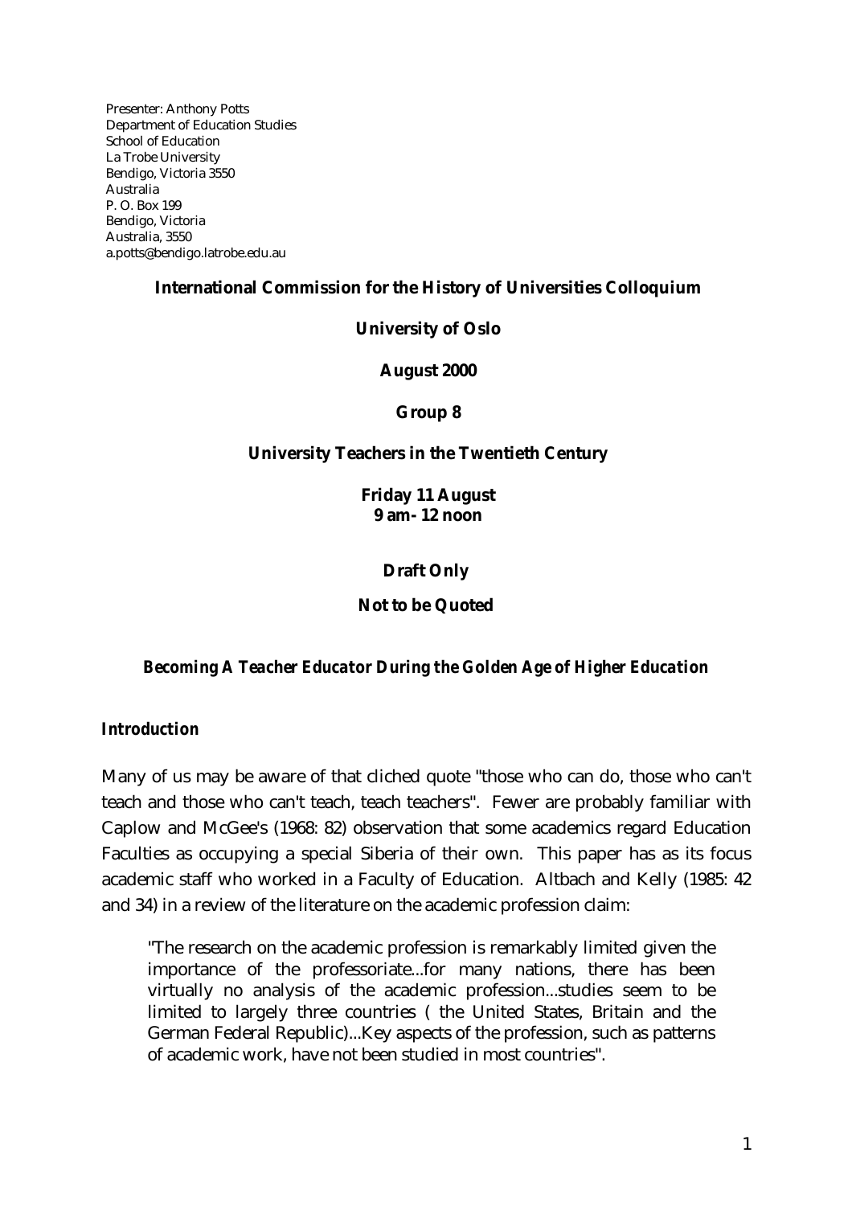Presenter: Anthony Potts
Department of Education Studies
School of Education
La Trobe University
Bendigo, Victoria 3550
Australia
P. O. Box 199
Bendigo, Victoria
Australia, 3550
a.potts@bendigo.latrobe.edu.au

**International Commission for the History of Universities Colloquium**

**University of Oslo**

**August 2000**

**Group 8**

**University Teachers in the Twentieth Century**

**Friday 11 August**
**9 am- 12 noon**

**Draft Only**

**Not to be Quoted**

## *Becoming A Teacher Educator During the Golden Age of Higher Education*

### *Introduction*

Many of us may be aware of that cliched quote "those who can do, those who can't teach and those who can't teach, teach teachers". Fewer are probably familiar with Caplow and McGee's (1968: 82) observation that some academics regard Education Faculties as occupying a special Siberia of their own. This paper has as its focus academic staff who worked in a Faculty of Education. Altbach and Kelly (1985: 42 and 34) in a review of the literature on the academic profession claim:

> "The research on the academic profession is remarkably limited given the importance of the professoriate...for many nations, there has been virtually no analysis of the academic profession...studies seem to be limited to largely three countries ( the United States, Britain and the German Federal Republic)...Key aspects of the profession, such as patterns of academic work, have not been studied in most countries".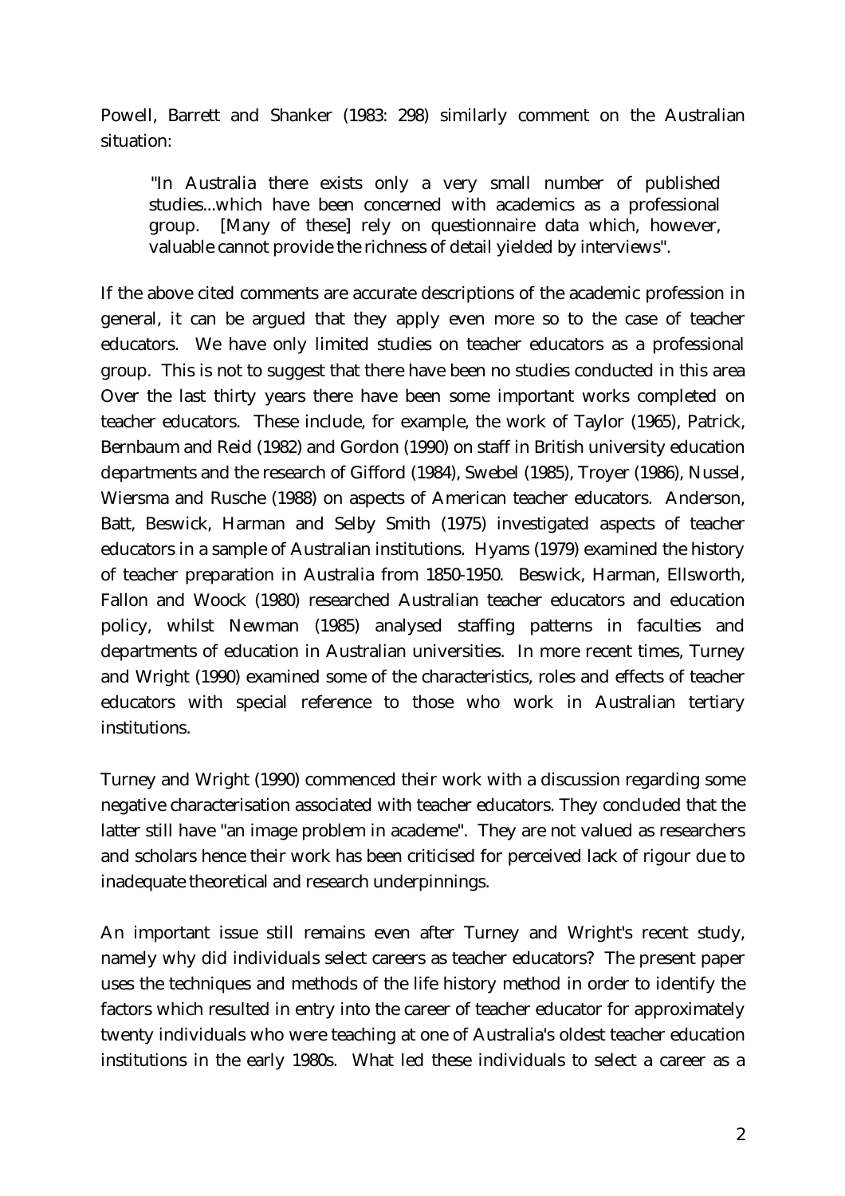Powell, Barrett and Shanker (1983: 298) similarly comment on the Australian situation:

> "In Australia there exists only a very small number of published studies...which have been concerned with academics as a professional group. [Many of these] rely on questionnaire data which, however, valuable cannot provide the richness of detail yielded by interviews".

If the above cited comments are accurate descriptions of the academic profession in general, it can be argued that they apply even more so to the case of teacher educators. We have only limited studies on teacher educators as a professional group. This is not to suggest that there have been no studies conducted in this area Over the last thirty years there have been some important works completed on teacher educators. These include, for example, the work of Taylor (1965), Patrick, Bernbaum and Reid (1982) and Gordon (1990) on staff in British university education departments and the research of Gifford (1984), Swebel (1985), Troyer (1986), Nussel, Wiersma and Rusche (1988) on aspects of American teacher educators. Anderson, Batt, Beswick, Harman and Selby Smith (1975) investigated aspects of teacher educators in a sample of Australian institutions. Hyams (1979) examined the history of teacher preparation in Australia from 1850-1950. Beswick, Harman, Ellsworth, Fallon and Woock (1980) researched Australian teacher educators and education policy, whilst Newman (1985) analysed staffing patterns in faculties and departments of education in Australian universities. In more recent times, Turney and Wright (1990) examined some of the characteristics, roles and effects of teacher educators with special reference to those who work in Australian tertiary institutions.

Turney and Wright (1990) commenced their work with a discussion regarding some negative characterisation associated with teacher educators. They concluded that the latter still have "an image problem in academe". They are not valued as researchers and scholars hence their work has been criticised for perceived lack of rigour due to inadequate theoretical and research underpinnings.

An important issue still remains even after Turney and Wright's recent study, namely why did individuals select careers as teacher educators? The present paper uses the techniques and methods of the life history method in order to identify the factors which resulted in entry into the career of teacher educator for approximately twenty individuals who were teaching at one of Australia's oldest teacher education institutions in the early 1980s. What led these individuals to select a career as a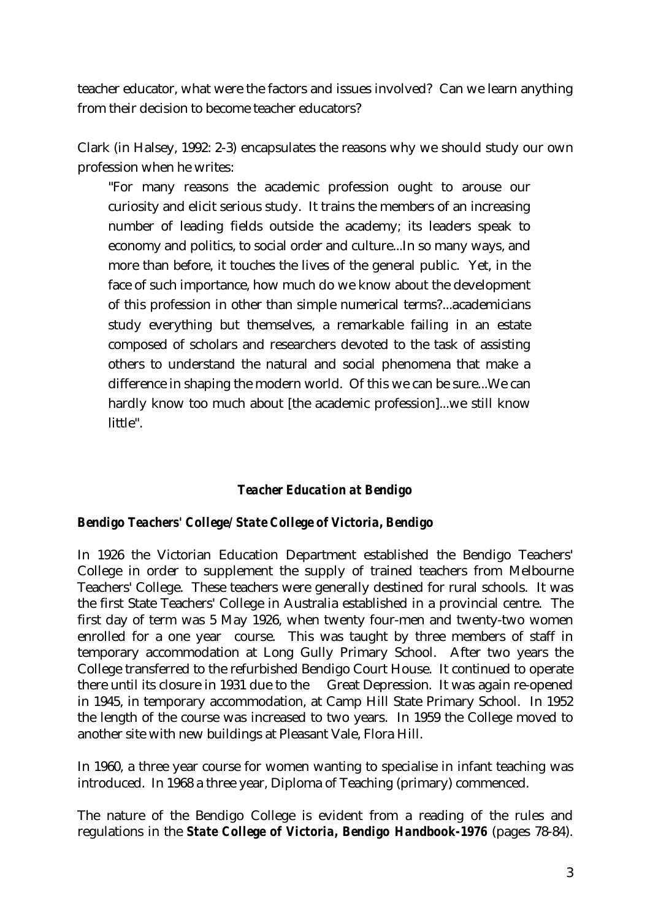teacher educator, what were the factors and issues involved? Can we learn anything from their decision to become teacher educators?

Clark (in Halsey, 1992: 2-3) encapsulates the reasons why we should study our own profession when he writes:

> "For many reasons the academic profession ought to arouse our curiosity and elicit serious study. It trains the members of an increasing number of leading fields outside the academy; its leaders speak to economy and politics, to social order and culture...In so many ways, and more than before, it touches the lives of the general public. Yet, in the face of such importance, how much do we know about the development of this profession in other than simple numerical terms?...academicians study everything but themselves, a remarkable failing in an estate composed of scholars and researchers devoted to the task of assisting others to understand the natural and social phenomena that make a difference in shaping the modern world. Of this we can be sure...We can hardly know too much about [the academic profession]...we still know little".

## *Teacher Education at Bendigo*

### *Bendigo Teachers' College/State College of Victoria, Bendigo*

In 1926 the Victorian Education Department established the Bendigo Teachers' College in order to supplement the supply of trained teachers from Melbourne Teachers' College. These teachers were generally destined for rural schools. It was the first State Teachers' College in Australia established in a provincial centre. The first day of term was 5 May 1926, when twenty four-men and twenty-two women enrolled for a one year course. This was taught by three members of staff in temporary accommodation at Long Gully Primary School. After two years the College transferred to the refurbished Bendigo Court House. It continued to operate there until its closure in 1931 due to the Great Depression. It was again re-opened in 1945, in temporary accommodation, at Camp Hill State Primary School. In 1952 the length of the course was increased to two years. In 1959 the College moved to another site with new buildings at Pleasant Vale, Flora Hill.

In 1960, a three year course for women wanting to specialise in infant teaching was introduced. In 1968 a three year, Diploma of Teaching (primary) commenced.

The nature of the Bendigo College is evident from a reading of the rules and regulations in the ***State College of Victoria, Bendigo Handbook-1976*** (pages 78-84).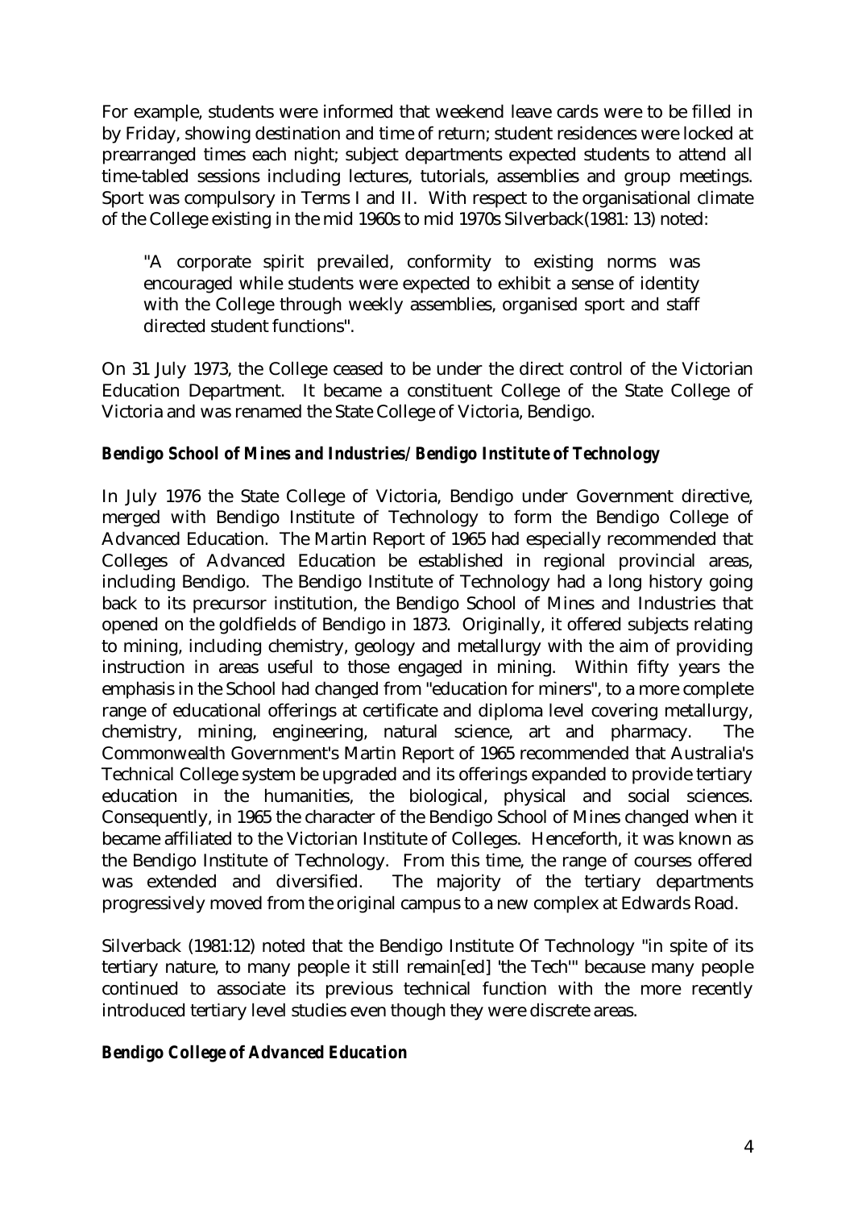For example, students were informed that weekend leave cards were to be filled in by Friday, showing destination and time of return; student residences were locked at prearranged times each night; subject departments expected students to attend all time-tabled sessions including lectures, tutorials, assemblies and group meetings. Sport was compulsory in Terms I and II. With respect to the organisational climate of the College existing in the mid 1960s to mid 1970s Silverback(1981: 13) noted:

> "A corporate spirit prevailed, conformity to existing norms was encouraged while students were expected to exhibit a sense of identity with the College through weekly assemblies, organised sport and staff directed student functions".

On 31 July 1973, the College ceased to be under the direct control of the Victorian Education Department. It became a constituent College of the State College of Victoria and was renamed the State College of Victoria, Bendigo.

### *Bendigo School of Mines and Industries/ Bendigo Institute of Technology*

In July 1976 the State College of Victoria, Bendigo under Government directive, merged with Bendigo Institute of Technology to form the Bendigo College of Advanced Education. The Martin Report of 1965 had especially recommended that Colleges of Advanced Education be established in regional provincial areas, including Bendigo. The Bendigo Institute of Technology had a long history going back to its precursor institution, the Bendigo School of Mines and Industries that opened on the goldfields of Bendigo in 1873. Originally, it offered subjects relating to mining, including chemistry, geology and metallurgy with the aim of providing instruction in areas useful to those engaged in mining. Within fifty years the emphasis in the School had changed from "education for miners", to a more complete range of educational offerings at certificate and diploma level covering metallurgy, chemistry, mining, engineering, natural science, art and pharmacy. The Commonwealth Government's Martin Report of 1965 recommended that Australia's Technical College system be upgraded and its offerings expanded to provide tertiary education in the humanities, the biological, physical and social sciences. Consequently, in 1965 the character of the Bendigo School of Mines changed when it became affiliated to the Victorian Institute of Colleges. Henceforth, it was known as the Bendigo Institute of Technology. From this time, the range of courses offered was extended and diversified. The majority of the tertiary departments progressively moved from the original campus to a new complex at Edwards Road.

Silverback (1981:12) noted that the Bendigo Institute Of Technology "in spite of its tertiary nature, to many people it still remain[ed] 'the Tech'" because many people continued to associate its previous technical function with the more recently introduced tertiary level studies even though they were discrete areas.

### *Bendigo College of Advanced Education*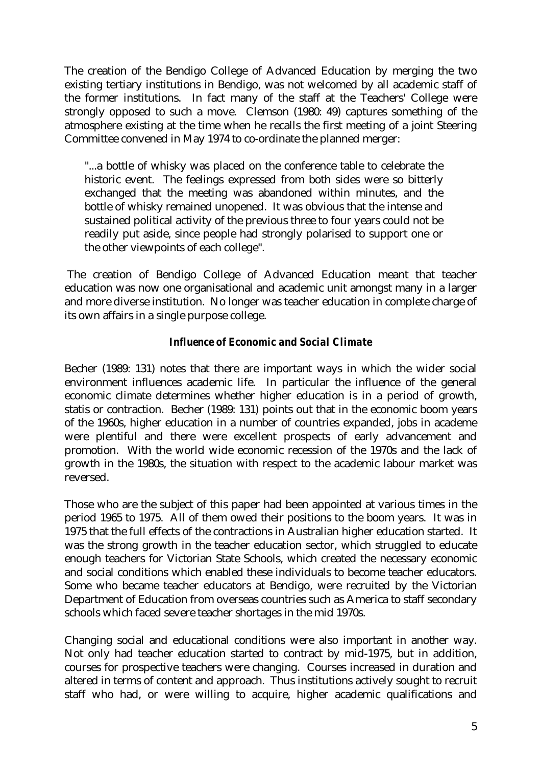The creation of the Bendigo College of Advanced Education by merging the two existing tertiary institutions in Bendigo, was not welcomed by all academic staff of the former institutions. In fact many of the staff at the Teachers' College were strongly opposed to such a move. Clemson (1980: 49) captures something of the atmosphere existing at the time when he recalls the first meeting of a joint Steering Committee convened in May 1974 to co-ordinate the planned merger:

> "...a bottle of whisky was placed on the conference table to celebrate the historic event. The feelings expressed from both sides were so bitterly exchanged that the meeting was abandoned within minutes, and the bottle of whisky remained unopened. It was obvious that the intense and sustained political activity of the previous three to four years could not be readily put aside, since people had strongly polarised to support one or the other viewpoints of each college".

The creation of Bendigo College of Advanced Education meant that teacher education was now one organisational and academic unit amongst many in a larger and more diverse institution. No longer was teacher education in complete charge of its own affairs in a single purpose college.

### *Influence of Economic and Social Climate*

Becher (1989: 131) notes that there are important ways in which the wider social environment influences academic life. In particular the influence of the general economic climate determines whether higher education is in a period of growth, statis or contraction. Becher (1989: 131) points out that in the economic boom years of the 1960s, higher education in a number of countries expanded, jobs in academe were plentiful and there were excellent prospects of early advancement and promotion. With the world wide economic recession of the 1970s and the lack of growth in the 1980s, the situation with respect to the academic labour market was reversed.

Those who are the subject of this paper had been appointed at various times in the period 1965 to 1975. All of them owed their positions to the boom years. It was in 1975 that the full effects of the contractions in Australian higher education started. It was the strong growth in the teacher education sector, which struggled to educate enough teachers for Victorian State Schools, which created the necessary economic and social conditions which enabled these individuals to become teacher educators. Some who became teacher educators at Bendigo, were recruited by the Victorian Department of Education from overseas countries such as America to staff secondary schools which faced severe teacher shortages in the mid 1970s.

Changing social and educational conditions were also important in another way. Not only had teacher education started to contract by mid-1975, but in addition, courses for prospective teachers were changing. Courses increased in duration and altered in terms of content and approach. Thus institutions actively sought to recruit staff who had, or were willing to acquire, higher academic qualifications and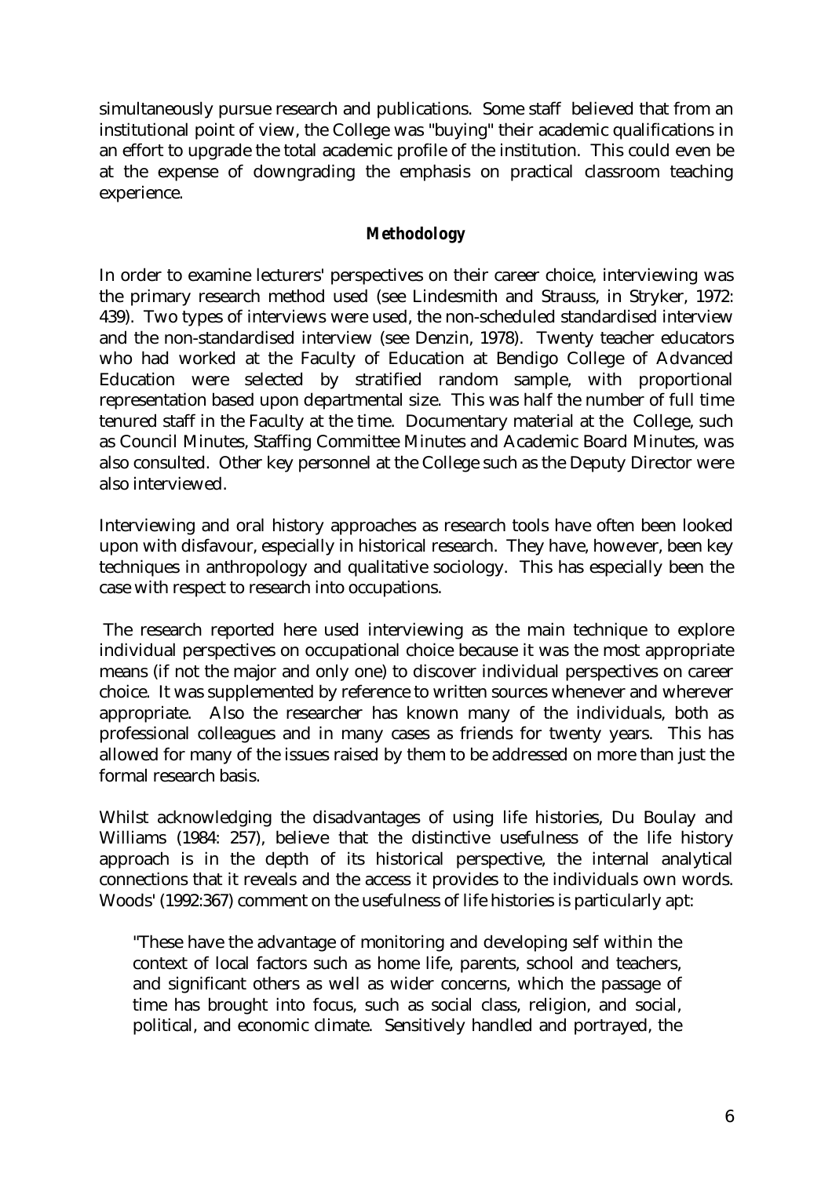simultaneously pursue research and publications. Some staff believed that from an institutional point of view, the College was "buying" their academic qualifications in an effort to upgrade the total academic profile of the institution. This could even be at the expense of downgrading the emphasis on practical classroom teaching experience.

## Methodology

In order to examine lecturers' perspectives on their career choice, interviewing was the primary research method used (see Lindesmith and Strauss, in Stryker, 1972: 439). Two types of interviews were used, the non-scheduled standardised interview and the non-standardised interview (see Denzin, 1978). Twenty teacher educators who had worked at the Faculty of Education at Bendigo College of Advanced Education were selected by stratified random sample, with proportional representation based upon departmental size. This was half the number of full time tenured staff in the Faculty at the time. Documentary material at the College, such as Council Minutes, Staffing Committee Minutes and Academic Board Minutes, was also consulted. Other key personnel at the College such as the Deputy Director were also interviewed.

Interviewing and oral history approaches as research tools have often been looked upon with disfavour, especially in historical research. They have, however, been key techniques in anthropology and qualitative sociology. This has especially been the case with respect to research into occupations.

The research reported here used interviewing as the main technique to explore individual perspectives on occupational choice because it was the most appropriate means (if not the major and only one) to discover individual perspectives on career choice. It was supplemented by reference to written sources whenever and wherever appropriate. Also the researcher has known many of the individuals, both as professional colleagues and in many cases as friends for twenty years. This has allowed for many of the issues raised by them to be addressed on more than just the formal research basis.

Whilst acknowledging the disadvantages of using life histories, Du Boulay and Williams (1984: 257), believe that the distinctive usefulness of the life history approach is in the depth of its historical perspective, the internal analytical connections that it reveals and the access it provides to the individuals own words. Woods' (1992:367) comment on the usefulness of life histories is particularly apt:

> "These have the advantage of monitoring and developing self within the context of local factors such as home life, parents, school and teachers, and significant others as well as wider concerns, which the passage of time has brought into focus, such as social class, religion, and social, political, and economic climate. Sensitively handled and portrayed, the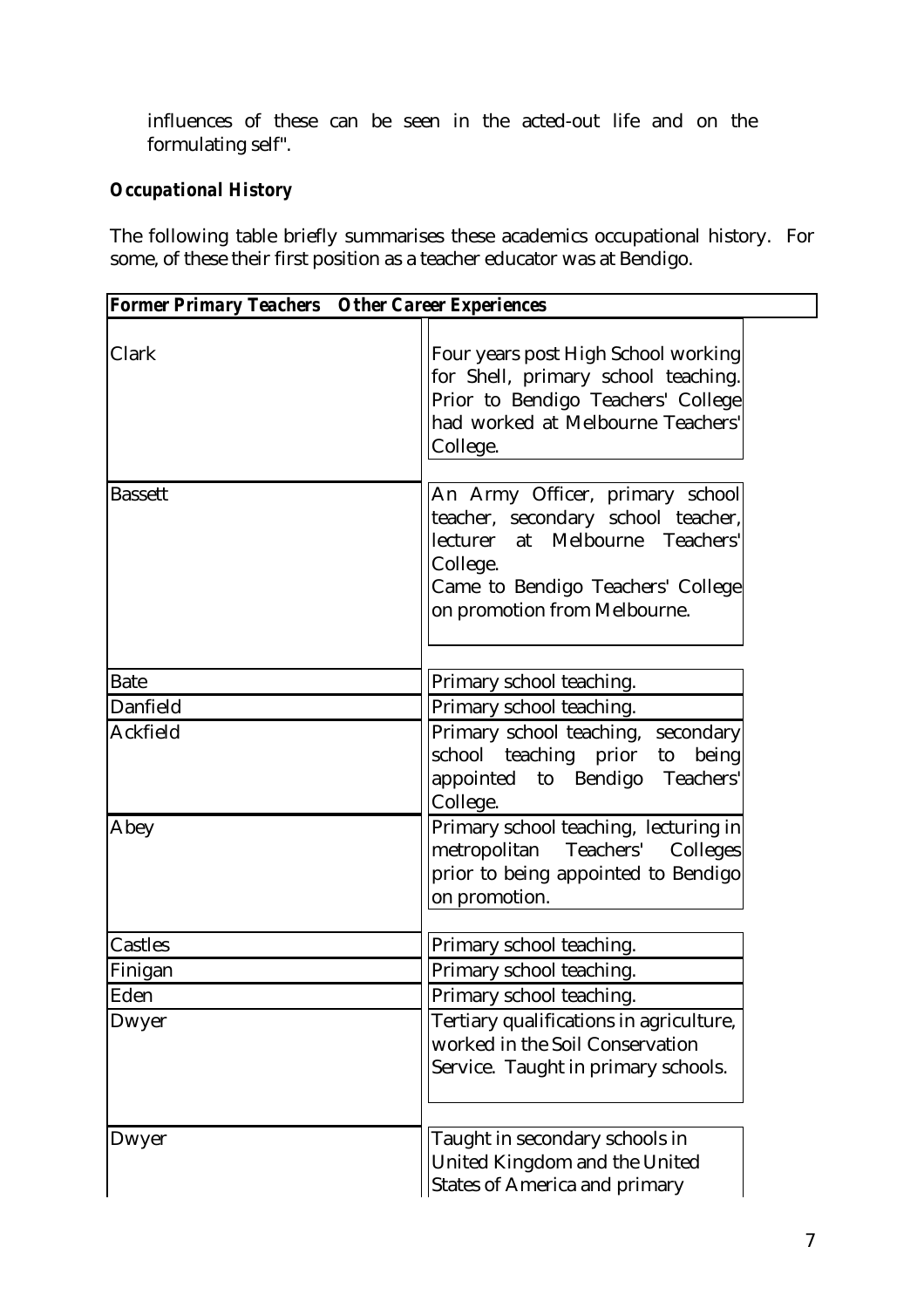influences of these can be seen in the acted-out life and on the formulating self".

### *Occupational History*

The following table briefly summarises these academics occupational history. For some, of these their first position as a teacher educator was at Bendigo.

| ***Former Primary Teachers*** | ***Other Career Experiences*** |
|---|---|
| Clark | Four years post High School working for Shell, primary school teaching. Prior to Bendigo Teachers' College had worked at Melbourne Teachers' College. |
| Bassett | An Army Officer, primary school teacher, secondary school teacher, lecturer at Melbourne Teachers' College. Came to Bendigo Teachers' College on promotion from Melbourne. |
| Bate | Primary school teaching. |
| Danfield | Primary school teaching. |
| Ackfield | Primary school teaching, secondary school teaching prior to being appointed to Bendigo Teachers' College. |
| Abey | Primary school teaching, lecturing in metropolitan Teachers' Colleges prior to being appointed to Bendigo on promotion. |
| Castles | Primary school teaching. |
| Finigan | Primary school teaching. |
| Eden | Primary school teaching. |
| Dwyer | Tertiary qualifications in agriculture, worked in the Soil Conservation Service. Taught in primary schools. |
| Dwyer | Taught in secondary schools in United Kingdom and the United States of America and primary |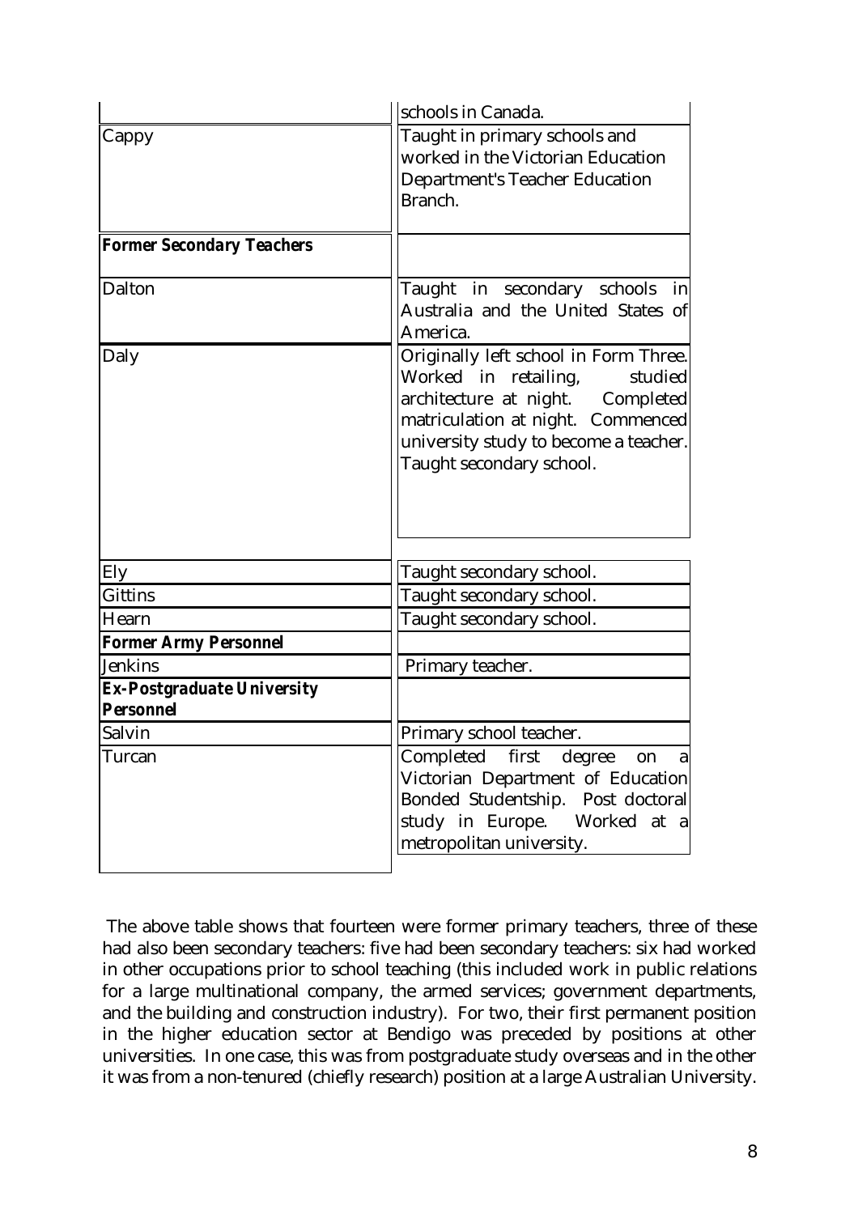| | |
|---|---|
| | schools in Canada. |
| Cappy | Taught in primary schools and worked in the Victorian Education Department's Teacher Education Branch. |
| ***Former Secondary Teachers*** | |
| Dalton | Taught in secondary schools in Australia and the United States of America. |
| Daly | Originally left school in Form Three. Worked in retailing, studied architecture at night. Completed matriculation at night. Commenced university study to become a teacher. Taught secondary school. |
| Ely | Taught secondary school. |
| Gittins | Taught secondary school. |
| Hearn | Taught secondary school. |
| ***Former Army Personnel*** | |
| Jenkins | Primary teacher. |
| ***Ex-Postgraduate University Personnel*** | |
| Salvin | Primary school teacher. |
| Turcan | Completed first degree on a Victorian Department of Education Bonded Studentship. Post doctoral study in Europe. Worked at a metropolitan university. |

The above table shows that fourteen were former primary teachers, three of these had also been secondary teachers: five had been secondary teachers: six had worked in other occupations prior to school teaching (this included work in public relations for a large multinational company, the armed services; government departments, and the building and construction industry). For two, their first permanent position in the higher education sector at Bendigo was preceded by positions at other universities. In one case, this was from postgraduate study overseas and in the other it was from a non-tenured (chiefly research) position at a large Australian University.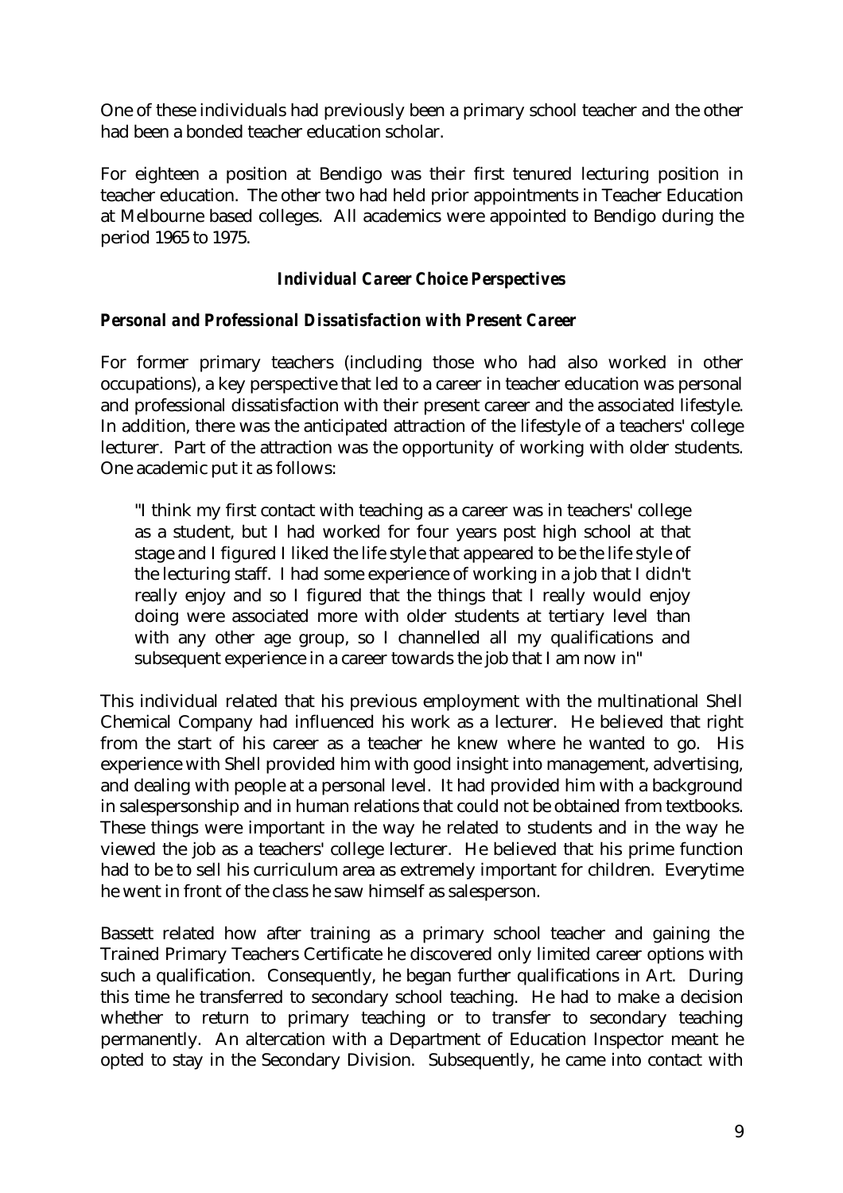One of these individuals had previously been a primary school teacher and the other had been a bonded teacher education scholar.

For eighteen a position at Bendigo was their first tenured lecturing position in teacher education. The other two had held prior appointments in Teacher Education at Melbourne based colleges. All academics were appointed to Bendigo during the period 1965 to 1975.

### *Individual Career Choice Perspectives*

#### *Personal and Professional Dissatisfaction with Present Career*

For former primary teachers (including those who had also worked in other occupations), a key perspective that led to a career in teacher education was personal and professional dissatisfaction with their present career and the associated lifestyle. In addition, there was the anticipated attraction of the lifestyle of a teachers' college lecturer. Part of the attraction was the opportunity of working with older students. One academic put it as follows:

> "I think my first contact with teaching as a career was in teachers' college as a student, but I had worked for four years post high school at that stage and I figured I liked the life style that appeared to be the life style of the lecturing staff. I had some experience of working in a job that I didn't really enjoy and so I figured that the things that I really would enjoy doing were associated more with older students at tertiary level than with any other age group, so I channelled all my qualifications and subsequent experience in a career towards the job that I am now in"

This individual related that his previous employment with the multinational Shell Chemical Company had influenced his work as a lecturer. He believed that right from the start of his career as a teacher he knew where he wanted to go. His experience with Shell provided him with good insight into management, advertising, and dealing with people at a personal level. It had provided him with a background in salespersonship and in human relations that could not be obtained from textbooks. These things were important in the way he related to students and in the way he viewed the job as a teachers' college lecturer. He believed that his prime function had to be to sell his curriculum area as extremely important for children. Everytime he went in front of the class he saw himself as salesperson.

Bassett related how after training as a primary school teacher and gaining the Trained Primary Teachers Certificate he discovered only limited career options with such a qualification. Consequently, he began further qualifications in Art. During this time he transferred to secondary school teaching. He had to make a decision whether to return to primary teaching or to transfer to secondary teaching permanently. An altercation with a Department of Education Inspector meant he opted to stay in the Secondary Division. Subsequently, he came into contact with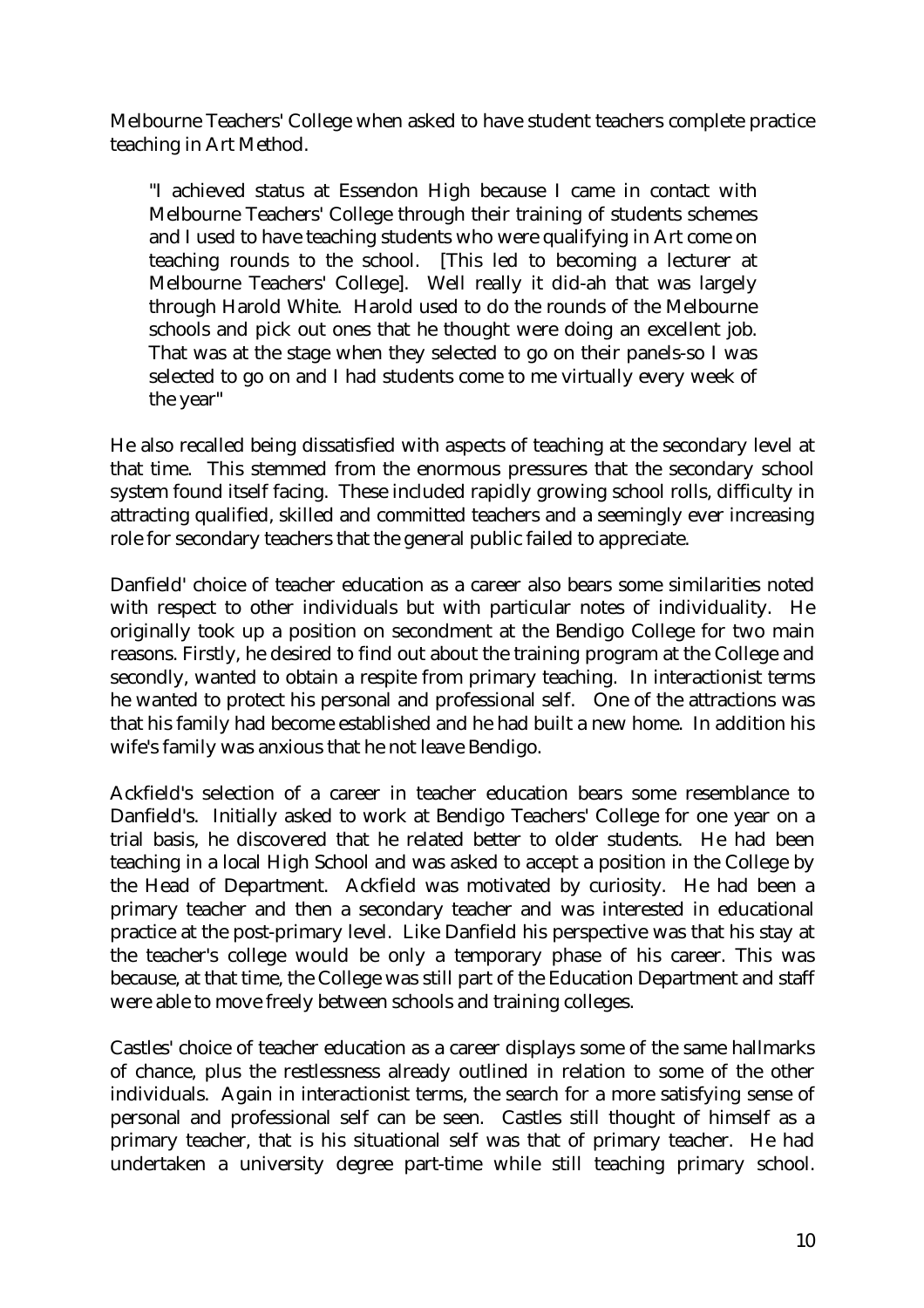Melbourne Teachers' College when asked to have student teachers complete practice teaching in Art Method.

> "I achieved status at Essendon High because I came in contact with Melbourne Teachers' College through their training of students schemes and I used to have teaching students who were qualifying in Art come on teaching rounds to the school. [This led to becoming a lecturer at Melbourne Teachers' College]. Well really it did-ah that was largely through Harold White. Harold used to do the rounds of the Melbourne schools and pick out ones that he thought were doing an excellent job. That was at the stage when they selected to go on their panels-so I was selected to go on and I had students come to me virtually every week of the year"

He also recalled being dissatisfied with aspects of teaching at the secondary level at that time. This stemmed from the enormous pressures that the secondary school system found itself facing. These included rapidly growing school rolls, difficulty in attracting qualified, skilled and committed teachers and a seemingly ever increasing role for secondary teachers that the general public failed to appreciate.

Danfield' choice of teacher education as a career also bears some similarities noted with respect to other individuals but with particular notes of individuality. He originally took up a position on secondment at the Bendigo College for two main reasons. Firstly, he desired to find out about the training program at the College and secondly, wanted to obtain a respite from primary teaching. In interactionist terms he wanted to protect his personal and professional self. One of the attractions was that his family had become established and he had built a new home. In addition his wife's family was anxious that he not leave Bendigo.

Ackfield's selection of a career in teacher education bears some resemblance to Danfield's. Initially asked to work at Bendigo Teachers' College for one year on a trial basis, he discovered that he related better to older students. He had been teaching in a local High School and was asked to accept a position in the College by the Head of Department. Ackfield was motivated by curiosity. He had been a primary teacher and then a secondary teacher and was interested in educational practice at the post-primary level. Like Danfield his perspective was that his stay at the teacher's college would be only a temporary phase of his career. This was because, at that time, the College was still part of the Education Department and staff were able to move freely between schools and training colleges.

Castles' choice of teacher education as a career displays some of the same hallmarks of chance, plus the restlessness already outlined in relation to some of the other individuals. Again in interactionist terms, the search for a more satisfying sense of personal and professional self can be seen. Castles still thought of himself as a primary teacher, that is his situational self was that of primary teacher. He had undertaken a university degree part-time while still teaching primary school.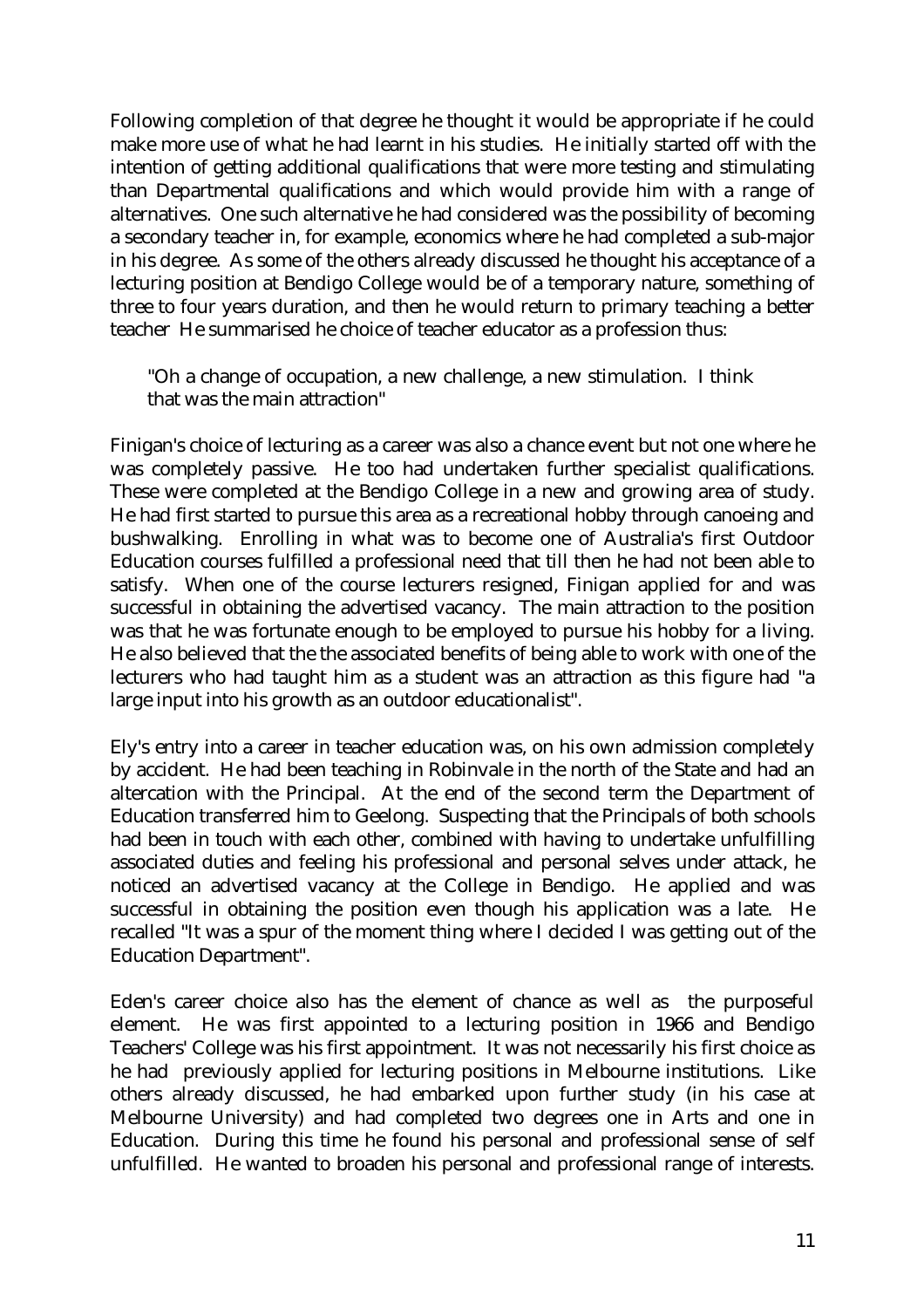Following completion of that degree he thought it would be appropriate if he could make more use of what he had learnt in his studies. He initially started off with the intention of getting additional qualifications that were more testing and stimulating than Departmental qualifications and which would provide him with a range of alternatives. One such alternative he had considered was the possibility of becoming a secondary teacher in, for example, economics where he had completed a sub-major in his degree. As some of the others already discussed he thought his acceptance of a lecturing position at Bendigo College would be of a temporary nature, something of three to four years duration, and then he would return to primary teaching a better teacher He summarised he choice of teacher educator as a profession thus:

> "Oh a change of occupation, a new challenge, a new stimulation. I think that was the main attraction"

Finigan's choice of lecturing as a career was also a chance event but not one where he was completely passive. He too had undertaken further specialist qualifications. These were completed at the Bendigo College in a new and growing area of study. He had first started to pursue this area as a recreational hobby through canoeing and bushwalking. Enrolling in what was to become one of Australia's first Outdoor Education courses fulfilled a professional need that till then he had not been able to satisfy. When one of the course lecturers resigned, Finigan applied for and was successful in obtaining the advertised vacancy. The main attraction to the position was that he was fortunate enough to be employed to pursue his hobby for a living. He also believed that the the associated benefits of being able to work with one of the lecturers who had taught him as a student was an attraction as this figure had "a large input into his growth as an outdoor educationalist".

Ely's entry into a career in teacher education was, on his own admission completely by accident. He had been teaching in Robinvale in the north of the State and had an altercation with the Principal. At the end of the second term the Department of Education transferred him to Geelong. Suspecting that the Principals of both schools had been in touch with each other, combined with having to undertake unfulfilling associated duties and feeling his professional and personal selves under attack, he noticed an advertised vacancy at the College in Bendigo. He applied and was successful in obtaining the position even though his application was a late. He recalled "It was a spur of the moment thing where I decided I was getting out of the Education Department".

Eden's career choice also has the element of chance as well as the purposeful element. He was first appointed to a lecturing position in 1966 and Bendigo Teachers' College was his first appointment. It was not necessarily his first choice as he had previously applied for lecturing positions in Melbourne institutions. Like others already discussed, he had embarked upon further study (in his case at Melbourne University) and had completed two degrees one in Arts and one in Education. During this time he found his personal and professional sense of self unfulfilled. He wanted to broaden his personal and professional range of interests.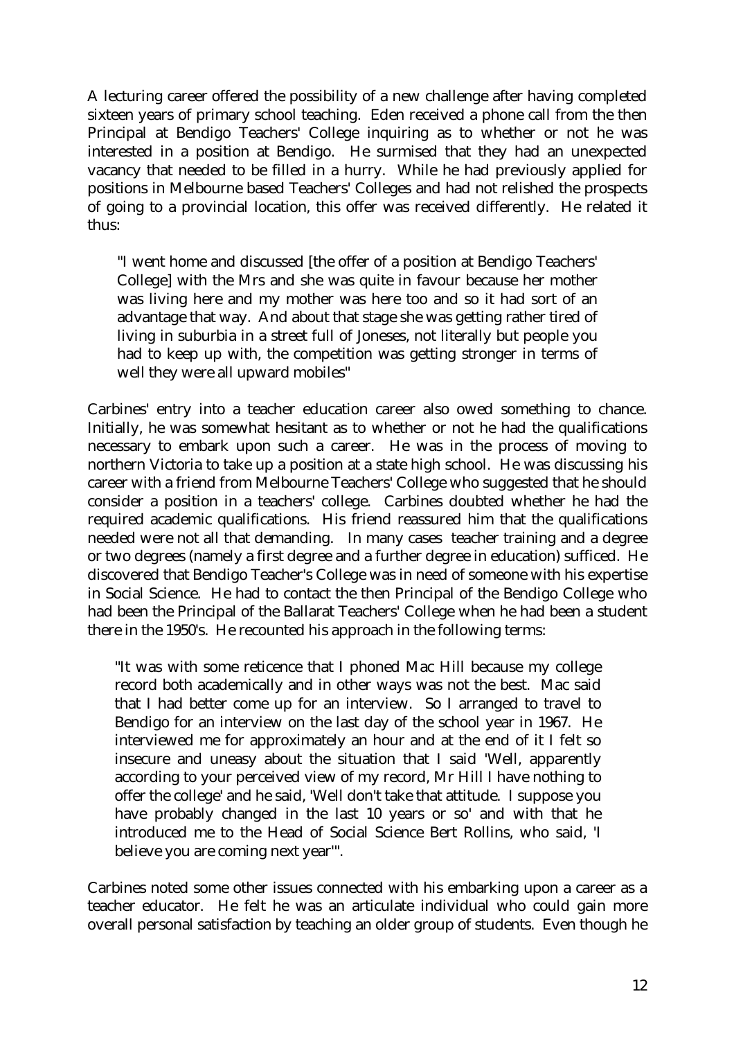A lecturing career offered the possibility of a new challenge after having completed sixteen years of primary school teaching. Eden received a phone call from the then Principal at Bendigo Teachers' College inquiring as to whether or not he was interested in a position at Bendigo. He surmised that they had an unexpected vacancy that needed to be filled in a hurry. While he had previously applied for positions in Melbourne based Teachers' Colleges and had not relished the prospects of going to a provincial location, this offer was received differently. He related it thus:

> "I went home and discussed [the offer of a position at Bendigo Teachers' College] with the Mrs and she was quite in favour because her mother was living here and my mother was here too and so it had sort of an advantage that way. And about that stage she was getting rather tired of living in suburbia in a street full of Joneses, not literally but people you had to keep up with, the competition was getting stronger in terms of well they were all upward mobiles"

Carbines' entry into a teacher education career also owed something to chance. Initially, he was somewhat hesitant as to whether or not he had the qualifications necessary to embark upon such a career. He was in the process of moving to northern Victoria to take up a position at a state high school. He was discussing his career with a friend from Melbourne Teachers' College who suggested that he should consider a position in a teachers' college. Carbines doubted whether he had the required academic qualifications. His friend reassured him that the qualifications needed were not all that demanding. In many cases teacher training and a degree or two degrees (namely a first degree and a further degree in education) sufficed. He discovered that Bendigo Teacher's College was in need of someone with his expertise in Social Science. He had to contact the then Principal of the Bendigo College who had been the Principal of the Ballarat Teachers' College when he had been a student there in the 1950's. He recounted his approach in the following terms:

> "It was with some reticence that I phoned Mac Hill because my college record both academically and in other ways was not the best. Mac said that I had better come up for an interview. So I arranged to travel to Bendigo for an interview on the last day of the school year in 1967. He interviewed me for approximately an hour and at the end of it I felt so insecure and uneasy about the situation that I said 'Well, apparently according to your perceived view of my record, Mr Hill I have nothing to offer the college' and he said, 'Well don't take that attitude. I suppose you have probably changed in the last 10 years or so' and with that he introduced me to the Head of Social Science Bert Rollins, who said, 'I believe you are coming next year'".

Carbines noted some other issues connected with his embarking upon a career as a teacher educator. He felt he was an articulate individual who could gain more overall personal satisfaction by teaching an older group of students. Even though he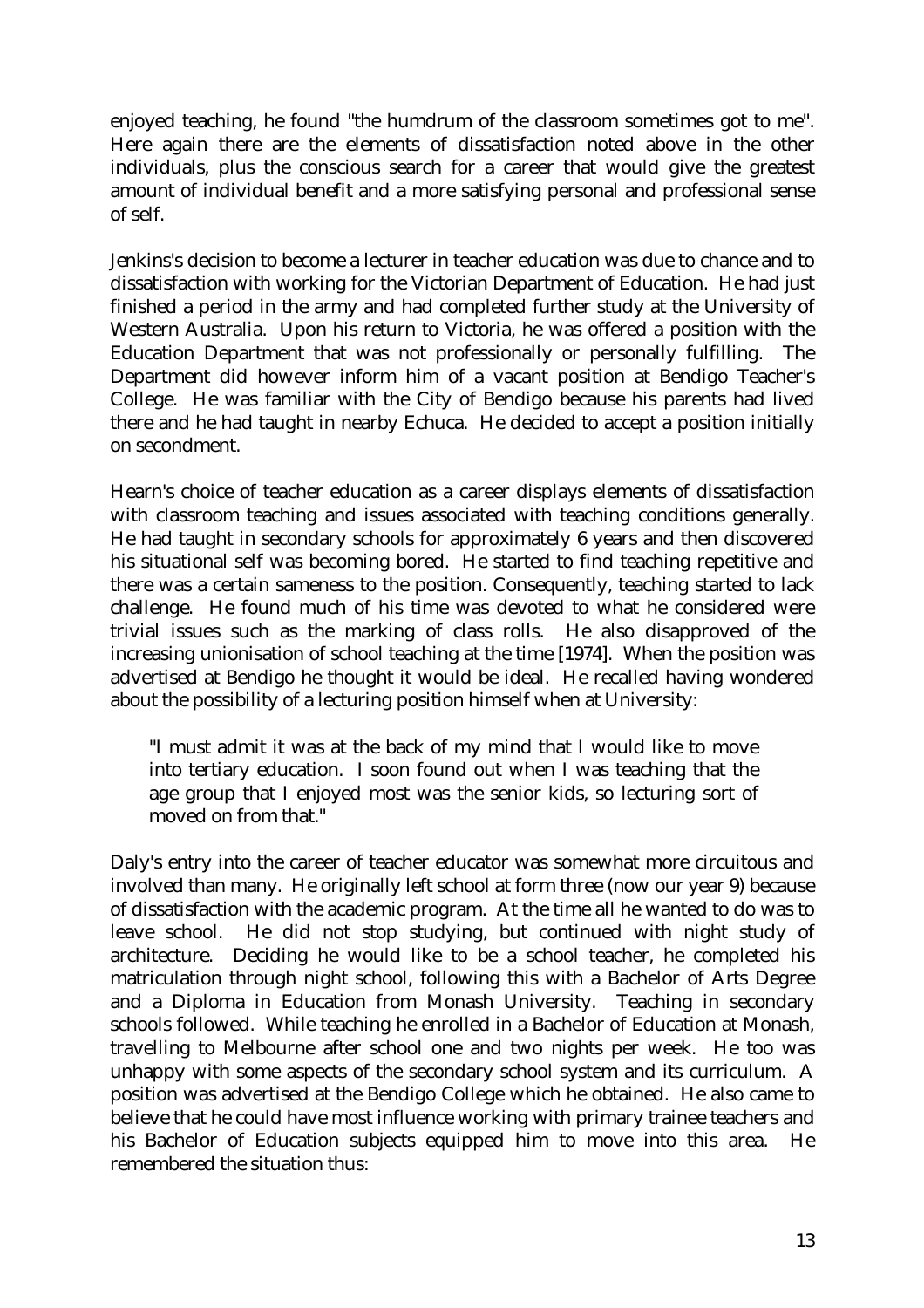enjoyed teaching, he found "the humdrum of the classroom sometimes got to me". Here again there are the elements of dissatisfaction noted above in the other individuals, plus the conscious search for a career that would give the greatest amount of individual benefit and a more satisfying personal and professional sense of self.

Jenkins's decision to become a lecturer in teacher education was due to chance and to dissatisfaction with working for the Victorian Department of Education. He had just finished a period in the army and had completed further study at the University of Western Australia. Upon his return to Victoria, he was offered a position with the Education Department that was not professionally or personally fulfilling. The Department did however inform him of a vacant position at Bendigo Teacher's College. He was familiar with the City of Bendigo because his parents had lived there and he had taught in nearby Echuca. He decided to accept a position initially on secondment.

Hearn's choice of teacher education as a career displays elements of dissatisfaction with classroom teaching and issues associated with teaching conditions generally. He had taught in secondary schools for approximately 6 years and then discovered his situational self was becoming bored. He started to find teaching repetitive and there was a certain sameness to the position. Consequently, teaching started to lack challenge. He found much of his time was devoted to what he considered were trivial issues such as the marking of class rolls. He also disapproved of the increasing unionisation of school teaching at the time [1974]. When the position was advertised at Bendigo he thought it would be ideal. He recalled having wondered about the possibility of a lecturing position himself when at University:

> "I must admit it was at the back of my mind that I would like to move into tertiary education. I soon found out when I was teaching that the age group that I enjoyed most was the senior kids, so lecturing sort of moved on from that."

Daly's entry into the career of teacher educator was somewhat more circuitous and involved than many. He originally left school at form three (now our year 9) because of dissatisfaction with the academic program. At the time all he wanted to do was to leave school. He did not stop studying, but continued with night study of architecture. Deciding he would like to be a school teacher, he completed his matriculation through night school, following this with a Bachelor of Arts Degree and a Diploma in Education from Monash University. Teaching in secondary schools followed. While teaching he enrolled in a Bachelor of Education at Monash, travelling to Melbourne after school one and two nights per week. He too was unhappy with some aspects of the secondary school system and its curriculum. A position was advertised at the Bendigo College which he obtained. He also came to believe that he could have most influence working with primary trainee teachers and his Bachelor of Education subjects equipped him to move into this area. He remembered the situation thus: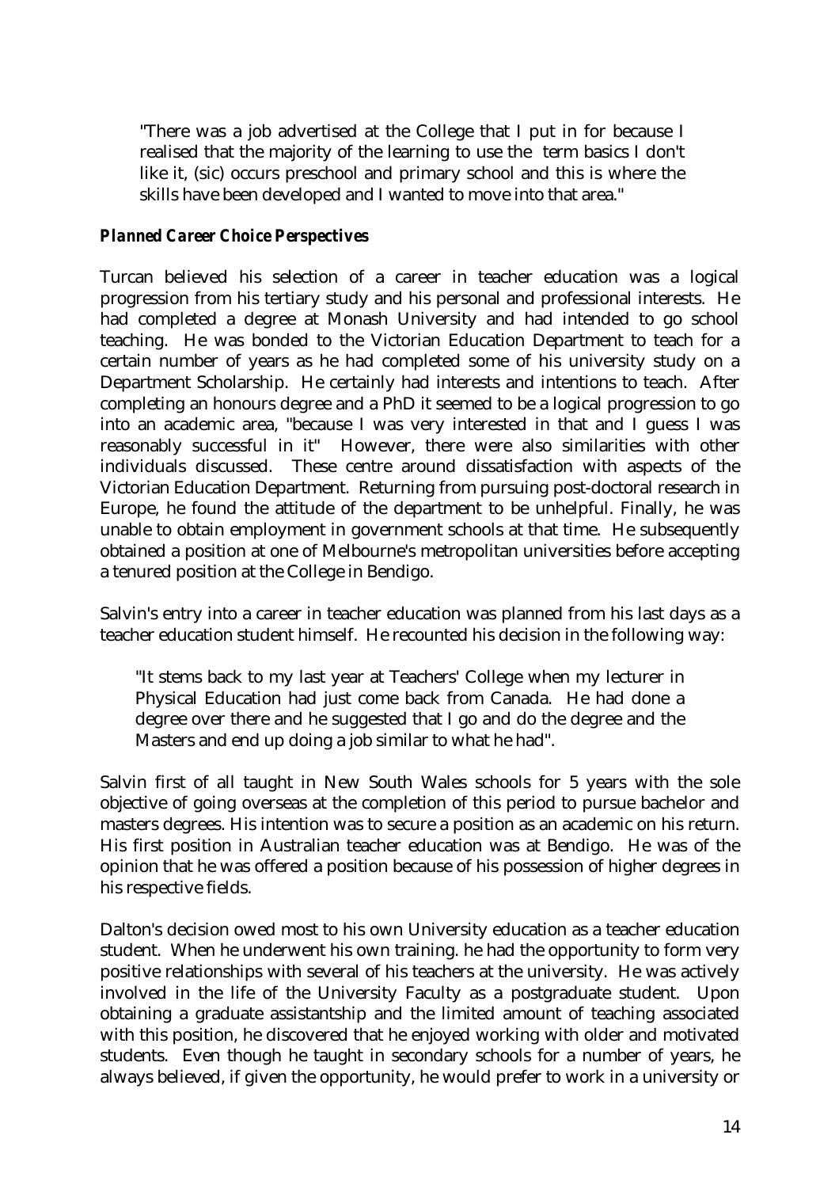> "There was a job advertised at the College that I put in for because I realised that the majority of the learning to use the term basics I don't like it, (sic) occurs preschool and primary school and this is where the skills have been developed and I wanted to move into that area."

### *Planned Career Choice Perspectives*

Turcan believed his selection of a career in teacher education was a logical progression from his tertiary study and his personal and professional interests. He had completed a degree at Monash University and had intended to go school teaching. He was bonded to the Victorian Education Department to teach for a certain number of years as he had completed some of his university study on a Department Scholarship. He certainly had interests and intentions to teach. After completing an honours degree and a PhD it seemed to be a logical progression to go into an academic area, "because I was very interested in that and I guess I was reasonably successful in it" However, there were also similarities with other individuals discussed. These centre around dissatisfaction with aspects of the Victorian Education Department. Returning from pursuing post-doctoral research in Europe, he found the attitude of the department to be unhelpful. Finally, he was unable to obtain employment in government schools at that time. He subsequently obtained a position at one of Melbourne's metropolitan universities before accepting a tenured position at the College in Bendigo.

Salvin's entry into a career in teacher education was planned from his last days as a teacher education student himself. He recounted his decision in the following way:

> "It stems back to my last year at Teachers' College when my lecturer in Physical Education had just come back from Canada. He had done a degree over there and he suggested that I go and do the degree and the Masters and end up doing a job similar to what he had".

Salvin first of all taught in New South Wales schools for 5 years with the sole objective of going overseas at the completion of this period to pursue bachelor and masters degrees. His intention was to secure a position as an academic on his return. His first position in Australian teacher education was at Bendigo. He was of the opinion that he was offered a position because of his possession of higher degrees in his respective fields.

Dalton's decision owed most to his own University education as a teacher education student. When he underwent his own training. he had the opportunity to form very positive relationships with several of his teachers at the university. He was actively involved in the life of the University Faculty as a postgraduate student. Upon obtaining a graduate assistantship and the limited amount of teaching associated with this position, he discovered that he enjoyed working with older and motivated students. Even though he taught in secondary schools for a number of years, he always believed, if given the opportunity, he would prefer to work in a university or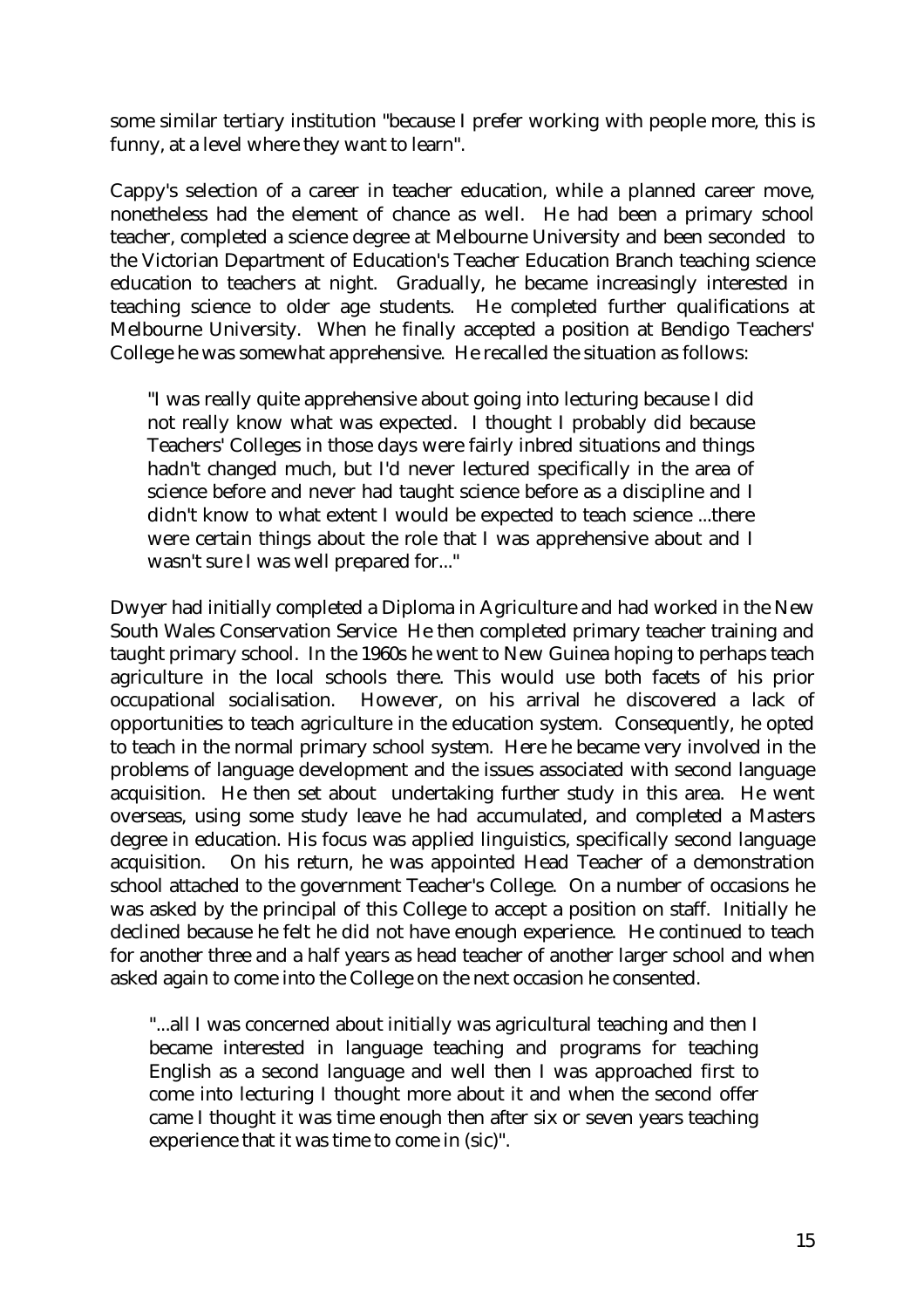some similar tertiary institution "because I prefer working with people more, this is funny, at a level where they want to learn".

Cappy's selection of a career in teacher education, while a planned career move, nonetheless had the element of chance as well. He had been a primary school teacher, completed a science degree at Melbourne University and been seconded to the Victorian Department of Education's Teacher Education Branch teaching science education to teachers at night. Gradually, he became increasingly interested in teaching science to older age students. He completed further qualifications at Melbourne University. When he finally accepted a position at Bendigo Teachers' College he was somewhat apprehensive. He recalled the situation as follows:

> "I was really quite apprehensive about going into lecturing because I did not really know what was expected. I thought I probably did because Teachers' Colleges in those days were fairly inbred situations and things hadn't changed much, but I'd never lectured specifically in the area of science before and never had taught science before as a discipline and I didn't know to what extent I would be expected to teach science ...there were certain things about the role that I was apprehensive about and I wasn't sure I was well prepared for..."

Dwyer had initially completed a Diploma in Agriculture and had worked in the New South Wales Conservation Service He then completed primary teacher training and taught primary school. In the 1960s he went to New Guinea hoping to perhaps teach agriculture in the local schools there. This would use both facets of his prior occupational socialisation. However, on his arrival he discovered a lack of opportunities to teach agriculture in the education system. Consequently, he opted to teach in the normal primary school system. Here he became very involved in the problems of language development and the issues associated with second language acquisition. He then set about undertaking further study in this area. He went overseas, using some study leave he had accumulated, and completed a Masters degree in education. His focus was applied linguistics, specifically second language acquisition. On his return, he was appointed Head Teacher of a demonstration school attached to the government Teacher's College. On a number of occasions he was asked by the principal of this College to accept a position on staff. Initially he declined because he felt he did not have enough experience. He continued to teach for another three and a half years as head teacher of another larger school and when asked again to come into the College on the next occasion he consented.

> "...all I was concerned about initially was agricultural teaching and then I became interested in language teaching and programs for teaching English as a second language and well then I was approached first to come into lecturing I thought more about it and when the second offer came I thought it was time enough then after six or seven years teaching experience that it was time to come in (sic)".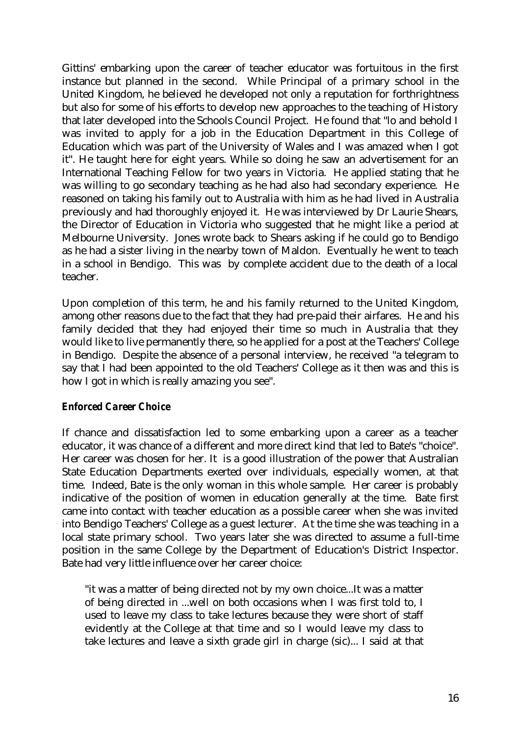Gittins' embarking upon the career of teacher educator was fortuitous in the first instance but planned in the second. While Principal of a primary school in the United Kingdom, he believed he developed not only a reputation for forthrightness but also for some of his efforts to develop new approaches to the teaching of History that later developed into the Schools Council Project. He found that "lo and behold I was invited to apply for a job in the Education Department in this College of Education which was part of the University of Wales and I was amazed when I got it". He taught here for eight years. While so doing he saw an advertisement for an International Teaching Fellow for two years in Victoria. He applied stating that he was willing to go secondary teaching as he had also had secondary experience. He reasoned on taking his family out to Australia with him as he had lived in Australia previously and had thoroughly enjoyed it. He was interviewed by Dr Laurie Shears, the Director of Education in Victoria who suggested that he might like a period at Melbourne University. Jones wrote back to Shears asking if he could go to Bendigo as he had a sister living in the nearby town of Maldon. Eventually he went to teach in a school in Bendigo. This was by complete accident due to the death of a local teacher.

Upon completion of this term, he and his family returned to the United Kingdom, among other reasons due to the fact that they had pre-paid their airfares. He and his family decided that they had enjoyed their time so much in Australia that they would like to live permanently there, so he applied for a post at the Teachers' College in Bendigo. Despite the absence of a personal interview, he received "a telegram to say that I had been appointed to the old Teachers' College as it then was and this is how I got in which is really amazing you see".

### *Enforced Career Choice*

If chance and dissatisfaction led to some embarking upon a career as a teacher educator, it was chance of a different and more direct kind that led to Bate's "choice". Her career was chosen for her. It is a good illustration of the power that Australian State Education Departments exerted over individuals, especially women, at that time. Indeed, Bate is the only woman in this whole sample. Her career is probably indicative of the position of women in education generally at the time. Bate first came into contact with teacher education as a possible career when she was invited into Bendigo Teachers' College as a guest lecturer. At the time she was teaching in a local state primary school. Two years later she was directed to assume a full-time position in the same College by the Department of Education's District Inspector. Bate had very little influence over her career choice:

> "it was a matter of being directed not by my own choice...It was a matter of being directed in ...well on both occasions when I was first told to, I used to leave my class to take lectures because they were short of staff evidently at the College at that time and so I would leave my class to take lectures and leave a sixth grade girl in charge (sic)... I said at that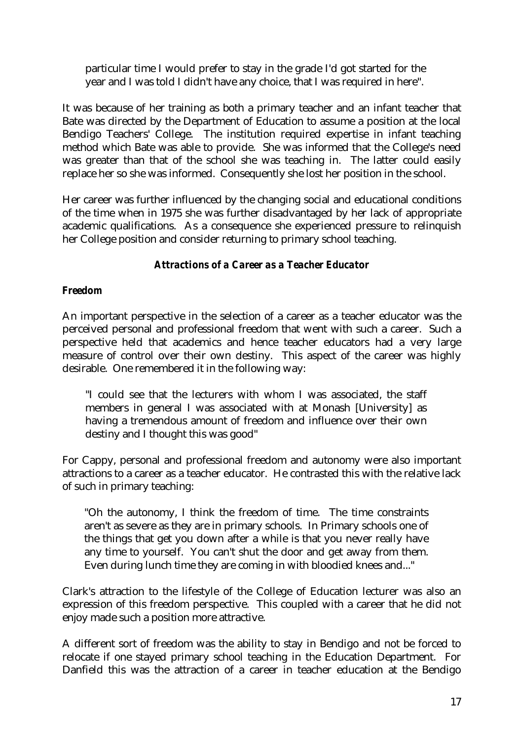> particular time I would prefer to stay in the grade I'd got started for the year and I was told I didn't have any choice, that I was required in here".

It was because of her training as both a primary teacher and an infant teacher that Bate was directed by the Department of Education to assume a position at the local Bendigo Teachers' College. The institution required expertise in infant teaching method which Bate was able to provide. She was informed that the College's need was greater than that of the school she was teaching in. The latter could easily replace her so she was informed. Consequently she lost her position in the school.

Her career was further influenced by the changing social and educational conditions of the time when in 1975 she was further disadvantaged by her lack of appropriate academic qualifications. As a consequence she experienced pressure to relinquish her College position and consider returning to primary school teaching.

### *Attractions of a Career as a Teacher Educator*

#### *Freedom*

An important perspective in the selection of a career as a teacher educator was the perceived personal and professional freedom that went with such a career. Such a perspective held that academics and hence teacher educators had a very large measure of control over their own destiny. This aspect of the career was highly desirable. One remembered it in the following way:

> "I could see that the lecturers with whom I was associated, the staff members in general I was associated with at Monash [University] as having a tremendous amount of freedom and influence over their own destiny and I thought this was good"

For Cappy, personal and professional freedom and autonomy were also important attractions to a career as a teacher educator. He contrasted this with the relative lack of such in primary teaching:

> "Oh the autonomy, I think the freedom of time. The time constraints aren't as severe as they are in primary schools. In Primary schools one of the things that get you down after a while is that you never really have any time to yourself. You can't shut the door and get away from them. Even during lunch time they are coming in with bloodied knees and..."

Clark's attraction to the lifestyle of the College of Education lecturer was also an expression of this freedom perspective. This coupled with a career that he did not enjoy made such a position more attractive.

A different sort of freedom was the ability to stay in Bendigo and not be forced to relocate if one stayed primary school teaching in the Education Department. For Danfield this was the attraction of a career in teacher education at the Bendigo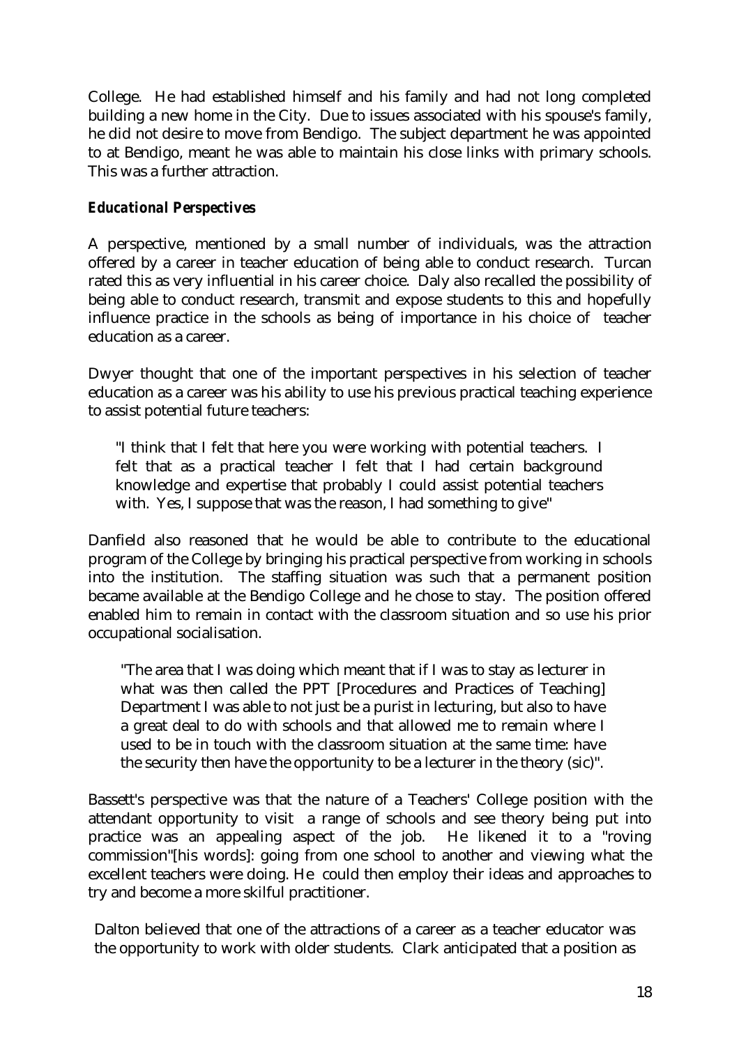College. He had established himself and his family and had not long completed building a new home in the City. Due to issues associated with his spouse's family, he did not desire to move from Bendigo. The subject department he was appointed to at Bendigo, meant he was able to maintain his close links with primary schools. This was a further attraction.

### *Educational Perspectives*

A perspective, mentioned by a small number of individuals, was the attraction offered by a career in teacher education of being able to conduct research. Turcan rated this as very influential in his career choice. Daly also recalled the possibility of being able to conduct research, transmit and expose students to this and hopefully influence practice in the schools as being of importance in his choice of teacher education as a career.

Dwyer thought that one of the important perspectives in his selection of teacher education as a career was his ability to use his previous practical teaching experience to assist potential future teachers:

> "I think that I felt that here you were working with potential teachers. I felt that as a practical teacher I felt that I had certain background knowledge and expertise that probably I could assist potential teachers with. Yes, I suppose that was the reason, I had something to give"

Danfield also reasoned that he would be able to contribute to the educational program of the College by bringing his practical perspective from working in schools into the institution. The staffing situation was such that a permanent position became available at the Bendigo College and he chose to stay. The position offered enabled him to remain in contact with the classroom situation and so use his prior occupational socialisation.

> "The area that I was doing which meant that if I was to stay as lecturer in what was then called the PPT [Procedures and Practices of Teaching] Department I was able to not just be a purist in lecturing, but also to have a great deal to do with schools and that allowed me to remain where I used to be in touch with the classroom situation at the same time: have the security then have the opportunity to be a lecturer in the theory (sic)".

Bassett's perspective was that the nature of a Teachers' College position with the attendant opportunity to visit a range of schools and see theory being put into practice was an appealing aspect of the job. He likened it to a "roving commission"[his words]: going from one school to another and viewing what the excellent teachers were doing. He could then employ their ideas and approaches to try and become a more skilful practitioner.

Dalton believed that one of the attractions of a career as a teacher educator was the opportunity to work with older students. Clark anticipated that a position as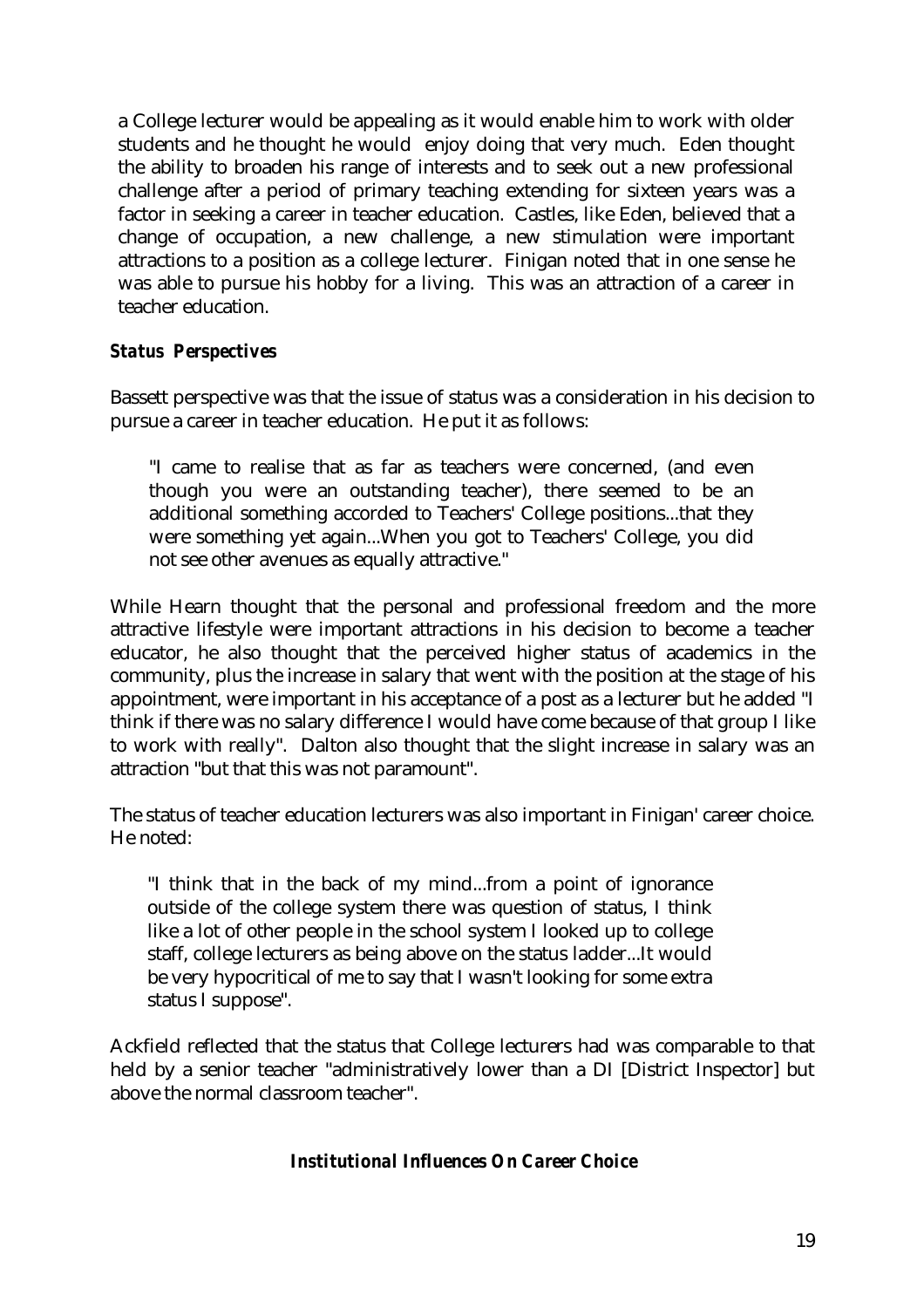a College lecturer would be appealing as it would enable him to work with older students and he thought he would enjoy doing that very much. Eden thought the ability to broaden his range of interests and to seek out a new professional challenge after a period of primary teaching extending for sixteen years was a factor in seeking a career in teacher education. Castles, like Eden, believed that a change of occupation, a new challenge, a new stimulation were important attractions to a position as a college lecturer. Finigan noted that in one sense he was able to pursue his hobby for a living. This was an attraction of a career in teacher education.

### *Status Perspectives*

Bassett perspective was that the issue of status was a consideration in his decision to pursue a career in teacher education. He put it as follows:

> "I came to realise that as far as teachers were concerned, (and even though you were an outstanding teacher), there seemed to be an additional something accorded to Teachers' College positions...that they were something yet again...When you got to Teachers' College, you did not see other avenues as equally attractive."

While Hearn thought that the personal and professional freedom and the more attractive lifestyle were important attractions in his decision to become a teacher educator, he also thought that the perceived higher status of academics in the community, plus the increase in salary that went with the position at the stage of his appointment, were important in his acceptance of a post as a lecturer but he added "I think if there was no salary difference I would have come because of that group I like to work with really". Dalton also thought that the slight increase in salary was an attraction "but that this was not paramount".

The status of teacher education lecturers was also important in Finigan' career choice. He noted:

> "I think that in the back of my mind...from a point of ignorance outside of the college system there was question of status, I think like a lot of other people in the school system I looked up to college staff, college lecturers as being above on the status ladder...It would be very hypocritical of me to say that I wasn't looking for some extra status I suppose".

Ackfield reflected that the status that College lecturers had was comparable to that held by a senior teacher "administratively lower than a DI [District Inspector] but above the normal classroom teacher".

## *Institutional Influences On Career Choice*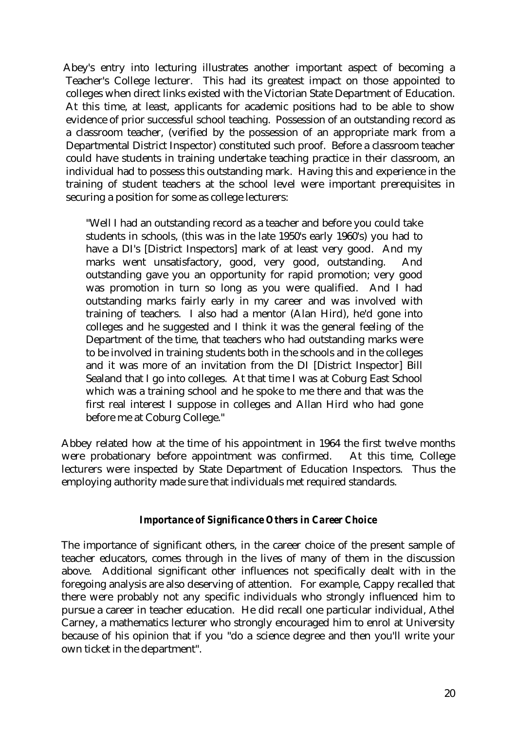Abey's entry into lecturing illustrates another important aspect of becoming a Teacher's College lecturer. This had its greatest impact on those appointed to colleges when direct links existed with the Victorian State Department of Education. At this time, at least, applicants for academic positions had to be able to show evidence of prior successful school teaching. Possession of an outstanding record as a classroom teacher, (verified by the possession of an appropriate mark from a Departmental District Inspector) constituted such proof. Before a classroom teacher could have students in training undertake teaching practice in their classroom, an individual had to possess this outstanding mark. Having this and experience in the training of student teachers at the school level were important prerequisites in securing a position for some as college lecturers:

> "Well I had an outstanding record as a teacher and before you could take students in schools, (this was in the late 1950's early 1960's) you had to have a DI's [District Inspectors] mark of at least very good. And my marks went unsatisfactory, good, very good, outstanding. And outstanding gave you an opportunity for rapid promotion; very good was promotion in turn so long as you were qualified. And I had outstanding marks fairly early in my career and was involved with training of teachers. I also had a mentor (Alan Hird), he'd gone into colleges and he suggested and I think it was the general feeling of the Department of the time, that teachers who had outstanding marks were to be involved in training students both in the schools and in the colleges and it was more of an invitation from the DI [District Inspector] Bill Sealand that I go into colleges. At that time I was at Coburg East School which was a training school and he spoke to me there and that was the first real interest I suppose in colleges and Allan Hird who had gone before me at Coburg College."

Abbey related how at the time of his appointment in 1964 the first twelve months were probationary before appointment was confirmed. At this time, College lecturers were inspected by State Department of Education Inspectors. Thus the employing authority made sure that individuals met required standards.

### *Importance of Significance Others in Career Choice*

The importance of significant others, in the career choice of the present sample of teacher educators, comes through in the lives of many of them in the discussion above. Additional significant other influences not specifically dealt with in the foregoing analysis are also deserving of attention. For example, Cappy recalled that there were probably not any specific individuals who strongly influenced him to pursue a career in teacher education. He did recall one particular individual, Athel Carney, a mathematics lecturer who strongly encouraged him to enrol at University because of his opinion that if you "do a science degree and then you'll write your own ticket in the department".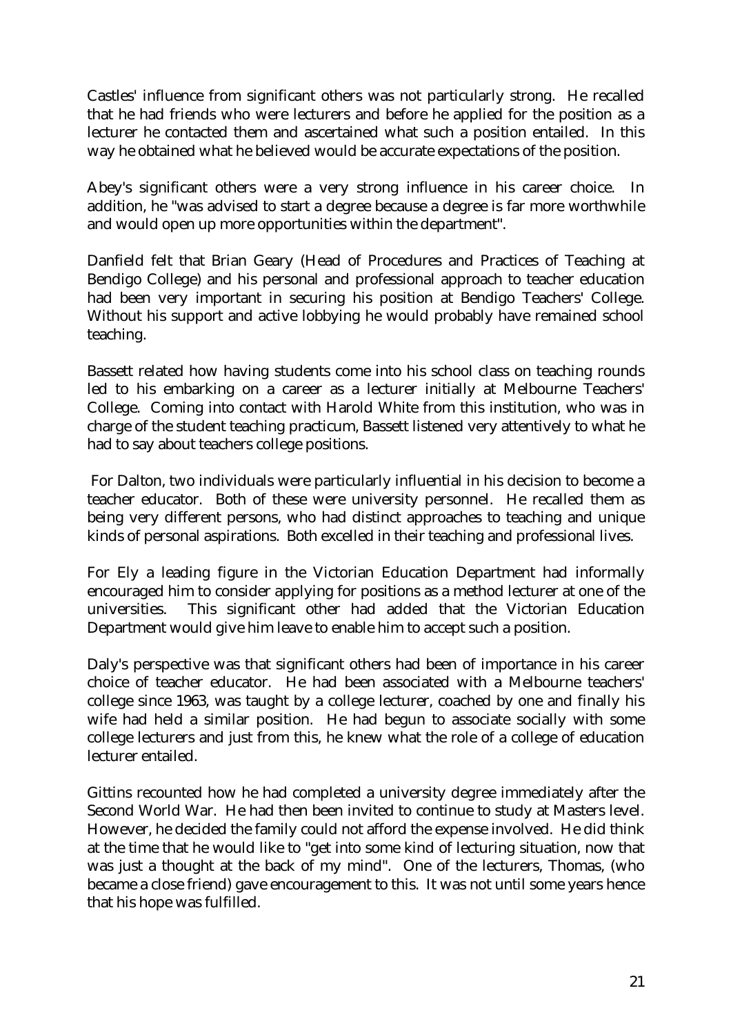Castles' influence from significant others was not particularly strong. He recalled that he had friends who were lecturers and before he applied for the position as a lecturer he contacted them and ascertained what such a position entailed. In this way he obtained what he believed would be accurate expectations of the position.

Abey's significant others were a very strong influence in his career choice. In addition, he "was advised to start a degree because a degree is far more worthwhile and would open up more opportunities within the department".

Danfield felt that Brian Geary (Head of Procedures and Practices of Teaching at Bendigo College) and his personal and professional approach to teacher education had been very important in securing his position at Bendigo Teachers' College. Without his support and active lobbying he would probably have remained school teaching.

Bassett related how having students come into his school class on teaching rounds led to his embarking on a career as a lecturer initially at Melbourne Teachers' College. Coming into contact with Harold White from this institution, who was in charge of the student teaching practicum, Bassett listened very attentively to what he had to say about teachers college positions.

For Dalton, two individuals were particularly influential in his decision to become a teacher educator. Both of these were university personnel. He recalled them as being very different persons, who had distinct approaches to teaching and unique kinds of personal aspirations. Both excelled in their teaching and professional lives.

For Ely a leading figure in the Victorian Education Department had informally encouraged him to consider applying for positions as a method lecturer at one of the universities. This significant other had added that the Victorian Education Department would give him leave to enable him to accept such a position.

Daly's perspective was that significant others had been of importance in his career choice of teacher educator. He had been associated with a Melbourne teachers' college since 1963, was taught by a college lecturer, coached by one and finally his wife had held a similar position. He had begun to associate socially with some college lecturers and just from this, he knew what the role of a college of education lecturer entailed.

Gittins recounted how he had completed a university degree immediately after the Second World War. He had then been invited to continue to study at Masters level. However, he decided the family could not afford the expense involved. He did think at the time that he would like to "get into some kind of lecturing situation, now that was just a thought at the back of my mind". One of the lecturers, Thomas, (who became a close friend) gave encouragement to this. It was not until some years hence that his hope was fulfilled.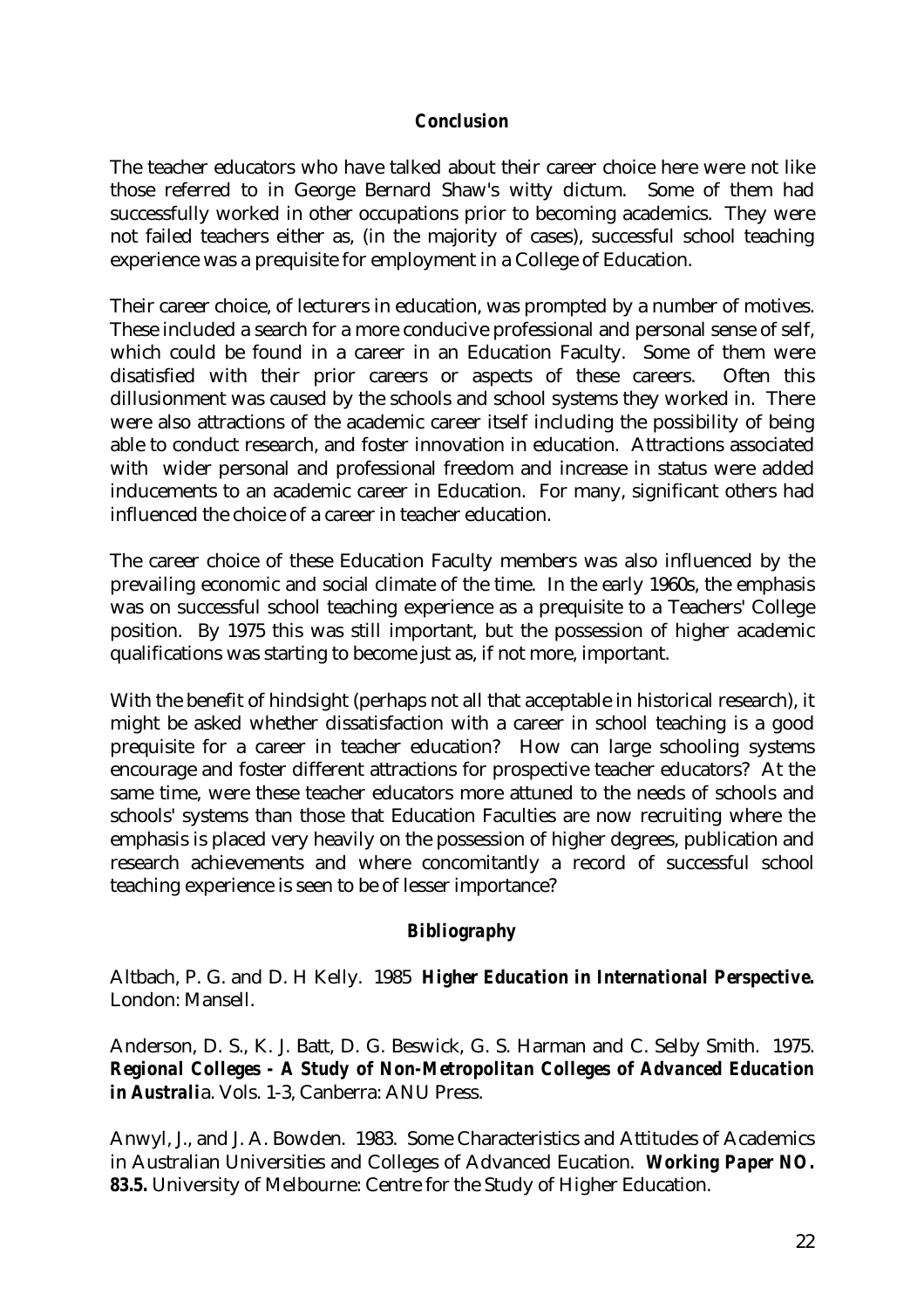## *Conclusion*

The teacher educators who have talked about their career choice here were not like those referred to in George Bernard Shaw's witty dictum. Some of them had successfully worked in other occupations prior to becoming academics. They were not failed teachers either as, (in the majority of cases), successful school teaching experience was a prequisite for employment in a College of Education.

Their career choice, of lecturers in education, was prompted by a number of motives. These included a search for a more conducive professional and personal sense of self, which could be found in a career in an Education Faculty. Some of them were disatisfied with their prior careers or aspects of these careers. Often this dillusionment was caused by the schools and school systems they worked in. There were also attractions of the academic career itself including the possibility of being able to conduct research, and foster innovation in education. Attractions associated with wider personal and professional freedom and increase in status were added inducements to an academic career in Education. For many, significant others had influenced the choice of a career in teacher education.

The career choice of these Education Faculty members was also influenced by the prevailing economic and social climate of the time. In the early 1960s, the emphasis was on successful school teaching experience as a prequisite to a Teachers' College position. By 1975 this was still important, but the possession of higher academic qualifications was starting to become just as, if not more, important.

With the benefit of hindsight (perhaps not all that acceptable in historical research), it might be asked whether dissatisfaction with a career in school teaching is a good prequisite for a career in teacher education? How can large schooling systems encourage and foster different attractions for prospective teacher educators? At the same time, were these teacher educators more attuned to the needs of schools and schools' systems than those that Education Faculties are now recruiting where the emphasis is placed very heavily on the possession of higher degrees, publication and research achievements and where concomitantly a record of successful school teaching experience is seen to be of lesser importance?

## *Bibliography*

Altbach, P. G. and D. H Kelly. 1985 ***Higher Education in International Perspective.*** London: Mansell.

Anderson, D. S., K. J. Batt, D. G. Beswick, G. S. Harman and C. Selby Smith. 1975. ***Regional Colleges - A Study of Non-Metropolitan Colleges of Advanced Education in Australi***a. Vols. 1-3, Canberra: ANU Press.

Anwyl, J., and J. A. Bowden. 1983. Some Characteristics and Attitudes of Academics in Australian Universities and Colleges of Advanced Eucation. ***Working Paper NO. 83.5.*** University of Melbourne: Centre for the Study of Higher Education.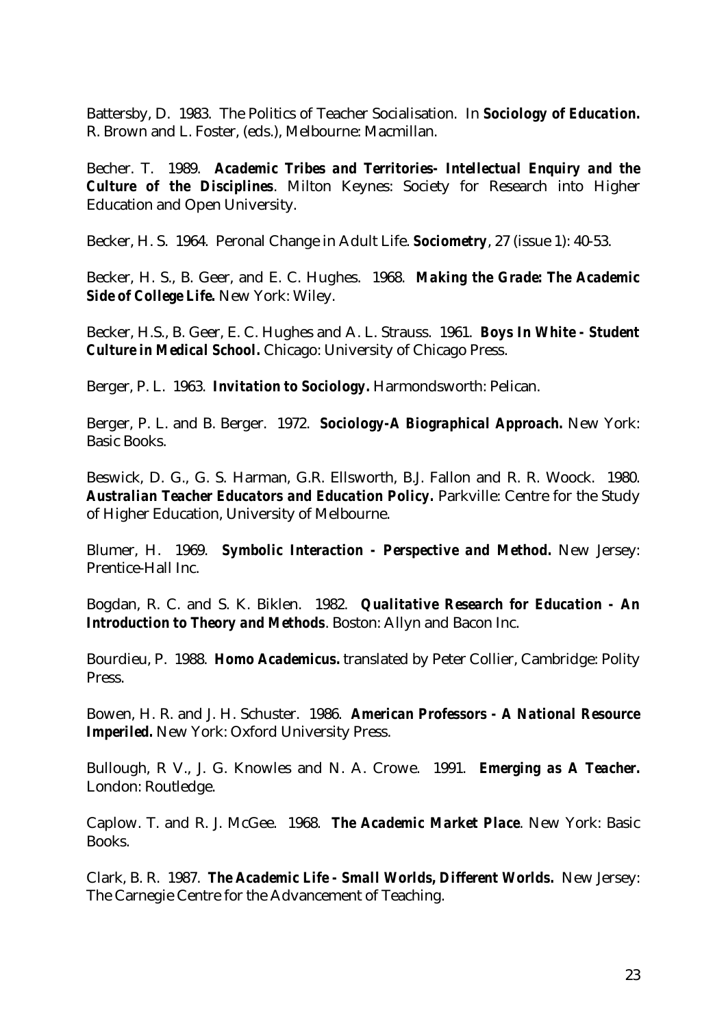Battersby, D. 1983. The Politics of Teacher Socialisation. In ***Sociology of Education.*** R. Brown and L. Foster, (eds.), Melbourne: Macmillan.

Becher. T. 1989. ***Academic Tribes and Territories- Intellectual Enquiry and the Culture of the Disciplines***. Milton Keynes: Society for Research into Higher Education and Open University.

Becker, H. S. 1964. Peronal Change in Adult Life. ***Sociometry***, 27 (issue 1): 40-53.

Becker, H. S., B. Geer, and E. C. Hughes. 1968. ***Making the Grade: The Academic Side of College Life.*** New York: Wiley.

Becker, H.S., B. Geer, E. C. Hughes and A. L. Strauss. 1961. ***Boys In White - Student Culture in Medical School.*** Chicago: University of Chicago Press.

Berger, P. L. 1963. ***Invitation to Sociology.*** Harmondsworth: Pelican.

Berger, P. L. and B. Berger. 1972. ***Sociology-A Biographical Approach.*** New York: Basic Books.

Beswick, D. G., G. S. Harman, G.R. Ellsworth, B.J. Fallon and R. R. Woock. 1980. ***Australian Teacher Educators and Education Policy.*** Parkville: Centre for the Study of Higher Education, University of Melbourne.

Blumer, H. 1969. ***Symbolic Interaction - Perspective and Method.*** New Jersey: Prentice-Hall Inc.

Bogdan, R. C. and S. K. Biklen. 1982. ***Qualitative Research for Education - An Introduction to Theory and Methods***. Boston: Allyn and Bacon Inc.

Bourdieu, P. 1988. ***Homo Academicus.*** translated by Peter Collier, Cambridge: Polity Press.

Bowen, H. R. and J. H. Schuster. 1986. ***American Professors - A National Resource Imperiled.*** New York: Oxford University Press.

Bullough, R V., J. G. Knowles and N. A. Crowe. 1991. ***Emerging as A Teacher.*** London: Routledge.

Caplow. T. and R. J. McGee. 1968. ***The Academic Market Place***. New York: Basic Books.

Clark, B. R. 1987. ***The Academic Life - Small Worlds, Different Worlds.*** New Jersey: The Carnegie Centre for the Advancement of Teaching.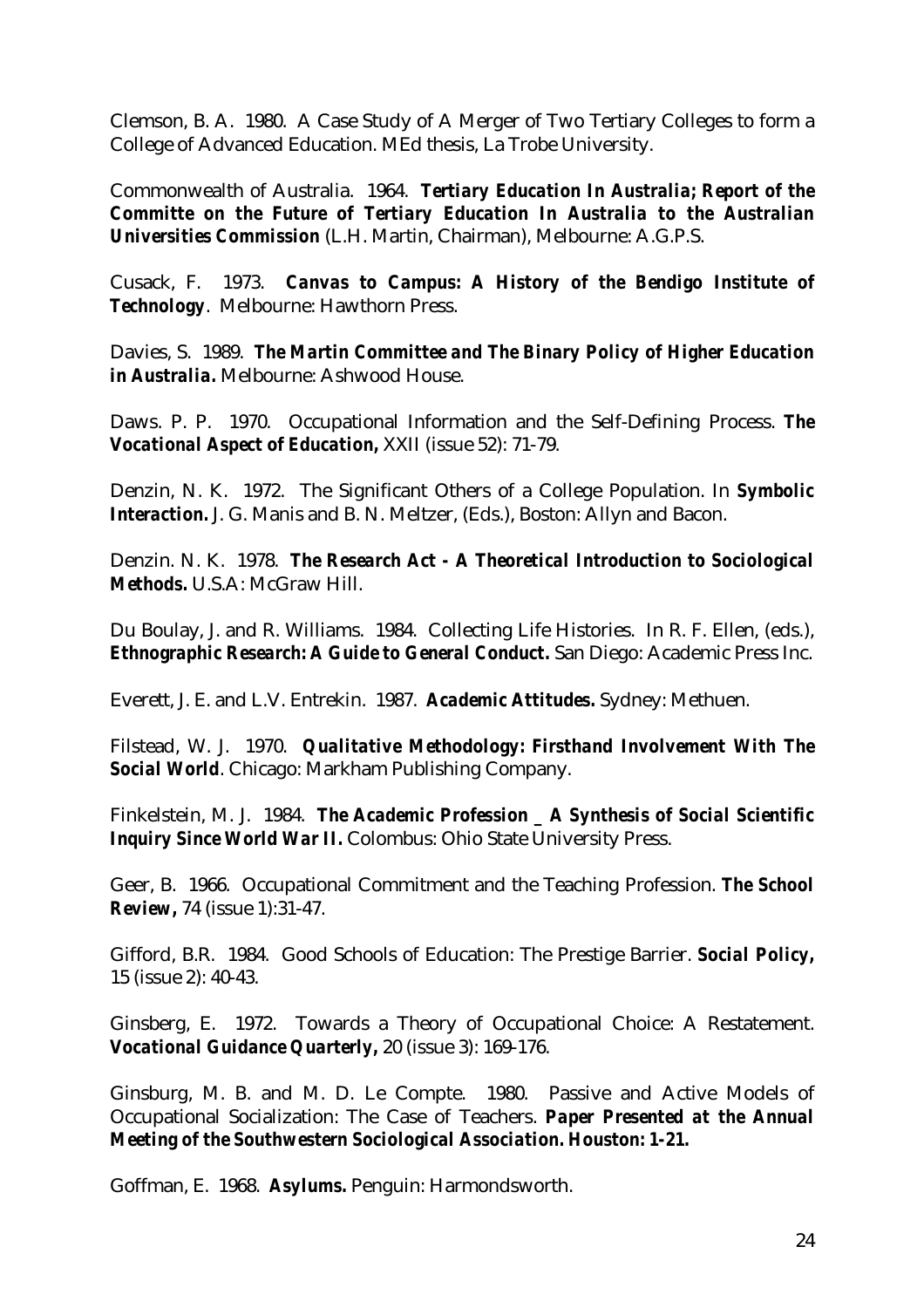Clemson, B. A. 1980. A Case Study of A Merger of Two Tertiary Colleges to form a College of Advanced Education. MEd thesis, La Trobe University.

Commonwealth of Australia. 1964. ***Tertiary Education In Australia; Report of the Committe on the Future of Tertiary Education In Australia to the Australian Universities Commission*** (L.H. Martin, Chairman), Melbourne: A.G.P.S.

Cusack, F. 1973. ***Canvas to Campus: A History of the Bendigo Institute of Technology***. Melbourne: Hawthorn Press.

Davies, S. 1989. ***The Martin Committee and The Binary Policy of Higher Education in Australia.*** Melbourne: Ashwood House.

Daws. P. P. 1970. Occupational Information and the Self-Defining Process. ***The Vocational Aspect of Education,*** XXII (issue 52): 71-79.

Denzin, N. K. 1972. The Significant Others of a College Population. In ***Symbolic Interaction.*** J. G. Manis and B. N. Meltzer, (Eds.), Boston: Allyn and Bacon.

Denzin. N. K. 1978. ***The Research Act - A Theoretical Introduction to Sociological Methods.*** U.S.A: McGraw Hill.

Du Boulay, J. and R. Williams. 1984. Collecting Life Histories. In R. F. Ellen, (eds.), ***Ethnographic Research: A Guide to General Conduct.*** San Diego: Academic Press Inc.

Everett, J. E. and L.V. Entrekin. 1987. ***Academic Attitudes.*** Sydney: Methuen.

Filstead, W. J. 1970. ***Qualitative Methodology: Firsthand Involvement With The Social World***. Chicago: Markham Publishing Company.

Finkelstein, M. J. 1984. ***The Academic Profession _ A Synthesis of Social Scientific Inquiry Since World War II.*** Colombus: Ohio State University Press.

Geer, B. 1966. Occupational Commitment and the Teaching Profession. ***The School Review,*** 74 (issue 1):31-47.

Gifford, B.R. 1984. Good Schools of Education: The Prestige Barrier. ***Social Policy,*** 15 (issue 2): 40-43.

Ginsberg, E. 1972. Towards a Theory of Occupational Choice: A Restatement. ***Vocational Guidance Quarterly,*** 20 (issue 3): 169-176.

Ginsburg, M. B. and M. D. Le Compte. 1980. Passive and Active Models of Occupational Socialization: The Case of Teachers. ***Paper Presented at the Annual Meeting of the Southwestern Sociological Association. Houston: 1-21.***

Goffman, E. 1968. ***Asylums.*** Penguin: Harmondsworth.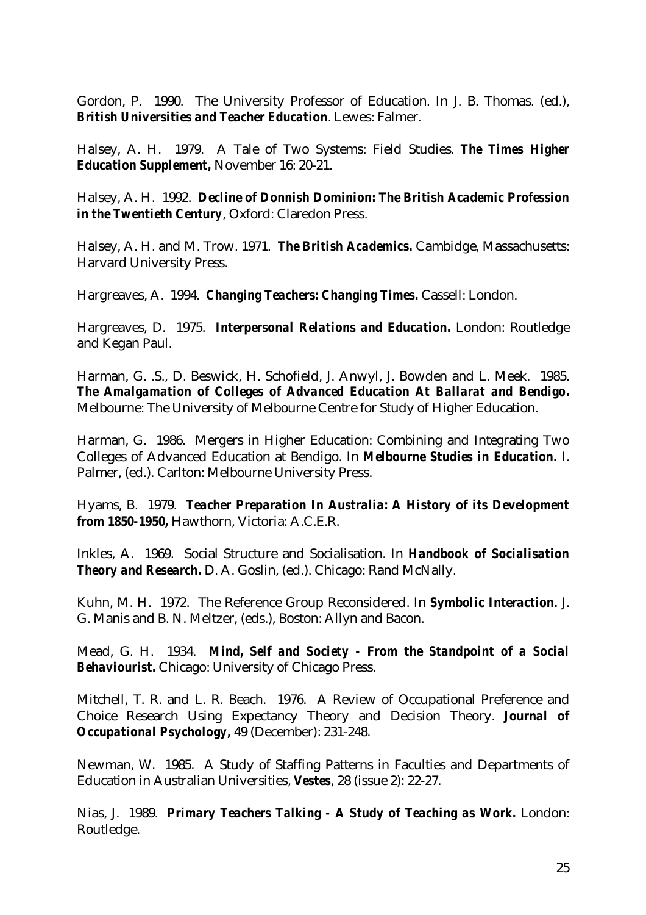Gordon, P. 1990. The University Professor of Education. In J. B. Thomas. (ed.), ***British Universities and Teacher Education***. Lewes: Falmer.

Halsey, A. H. 1979. A Tale of Two Systems: Field Studies. ***The Times Higher Education Supplement*,** November 16: 20-21.

Halsey, A. H. 1992. ***Decline of Donnish Dominion: The British Academic Profession in the Twentieth Century***, Oxford: Claredon Press.

Halsey, A. H. and M. Trow. 1971. ***The British Academics.*** Cambidge, Massachusetts: Harvard University Press.

Hargreaves, A. 1994. ***Changing Teachers: Changing Times.*** Cassell: London.

Hargreaves, D. 1975. ***Interpersonal Relations and Education.*** London: Routledge and Kegan Paul.

Harman, G. .S., D. Beswick, H. Schofield, J. Anwyl, J. Bowden and L. Meek. 1985. ***The Amalgamation of Colleges of Advanced Education At Ballarat and Bendigo.*** Melbourne: The University of Melbourne Centre for Study of Higher Education.

Harman, G. 1986. Mergers in Higher Education: Combining and Integrating Two Colleges of Advanced Education at Bendigo. In ***Melbourne Studies in Education.*** I. Palmer, (ed.). Carlton: Melbourne University Press.

Hyams, B. 1979. ***Teacher Preparation In Australia: A History of its Development from 1850-1950,*** Hawthorn, Victoria: A.C.E.R.

Inkles, A. 1969. Social Structure and Socialisation. In ***Handbook of Socialisation Theory and Research.*** D. A. Goslin, (ed.). Chicago: Rand McNally.

Kuhn, M. H. 1972. The Reference Group Reconsidered. In ***Symbolic Interaction.*** J. G. Manis and B. N. Meltzer, (eds.), Boston: Allyn and Bacon.

Mead, G. H. 1934. ***Mind, Self and Society - From the Standpoint of a Social Behaviourist.*** Chicago: University of Chicago Press.

Mitchell, T. R. and L. R. Beach. 1976. A Review of Occupational Preference and Choice Research Using Expectancy Theory and Decision Theory. ***Journal of Occupational Psychology*,** 49 (December): 231-248.

Newman, W. 1985. A Study of Staffing Patterns in Faculties and Departments of Education in Australian Universities, ***Vestes***, 28 (issue 2): 22-27.

Nias, J. 1989. ***Primary Teachers Talking - A Study of Teaching as Work.*** London: Routledge.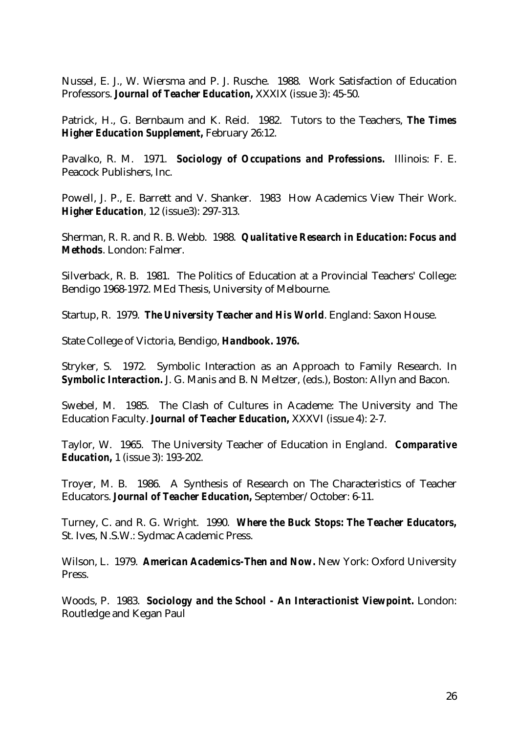Nussel, E. J., W. Wiersma and P. J. Rusche. 1988. Work Satisfaction of Education Professors. ***Journal of Teacher Education,*** XXXIX (issue 3): 45-50.

Patrick, H., G. Bernbaum and K. Reid. 1982. Tutors to the Teachers, ***The Times Higher Education Supplement,*** February 26:12.

Pavalko, R. M. 1971. ***Sociology of Occupations and Professions.*** Illinois: F. E. Peacock Publishers, Inc.

Powell, J. P., E. Barrett and V. Shanker. 1983 How Academics View Their Work. ***Higher Education***, 12 (issue3): 297-313.

Sherman, R. R. and R. B. Webb. 1988. ***Qualitative Research in Education: Focus and Methods***. London: Falmer.

Silverback, R. B. 1981. The Politics of Education at a Provincial Teachers' College: Bendigo 1968-1972. MEd Thesis, University of Melbourne.

Startup, R. 1979. ***The University Teacher and His World***. England: Saxon House.

State College of Victoria, Bendigo, ***Handbook. 1976.***

Stryker, S. 1972. Symbolic Interaction as an Approach to Family Research. In ***Symbolic Interaction.*** J. G. Manis and B. N Meltzer, (eds.), Boston: Allyn and Bacon.

Swebel, M. 1985. The Clash of Cultures in Academe: The University and The Education Faculty. ***Journal of Teacher Education,*** XXXVI (issue 4): 2-7.

Taylor, W. 1965. The University Teacher of Education in England. ***Comparative Education,*** 1 (issue 3): 193-202.

Troyer, M. B. 1986. A Synthesis of Research on The Characteristics of Teacher Educators. ***Journal of Teacher Education,*** September/October: 6-11.

Turney, C. and R. G. Wright. 1990. ***Where the Buck Stops: The Teacher Educators,*** St. Ives, N.S.W.: Sydmac Academic Press.

Wilson, L. 1979. ***American Academics-Then and Now.*** New York: Oxford University Press.

Woods, P. 1983. ***Sociology and the School - An Interactionist Viewpoint.*** London: Routledge and Kegan Paul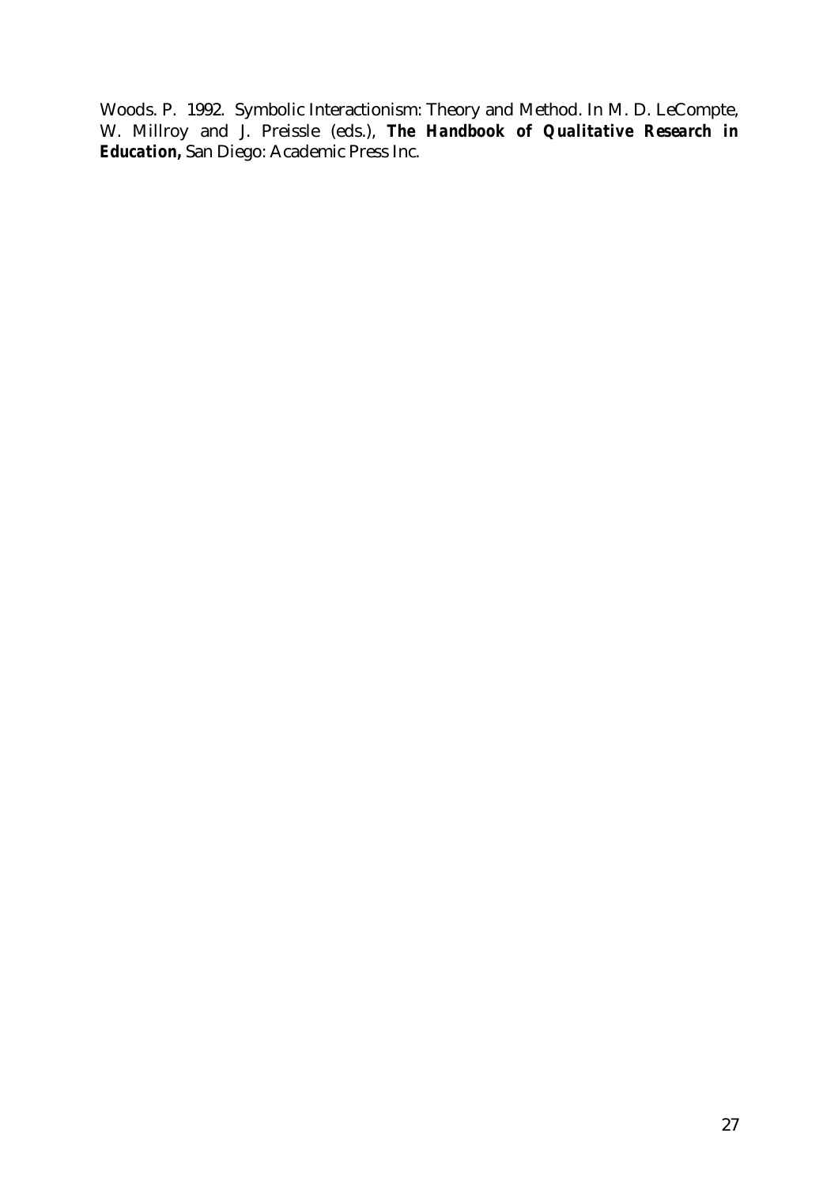Woods. P. 1992. Symbolic Interactionism: Theory and Method. In M. D. LeCompte, W. Millroy and J. Preissle (eds.), ***The Handbook of Qualitative Research in Education,*** San Diego: Academic Press Inc.